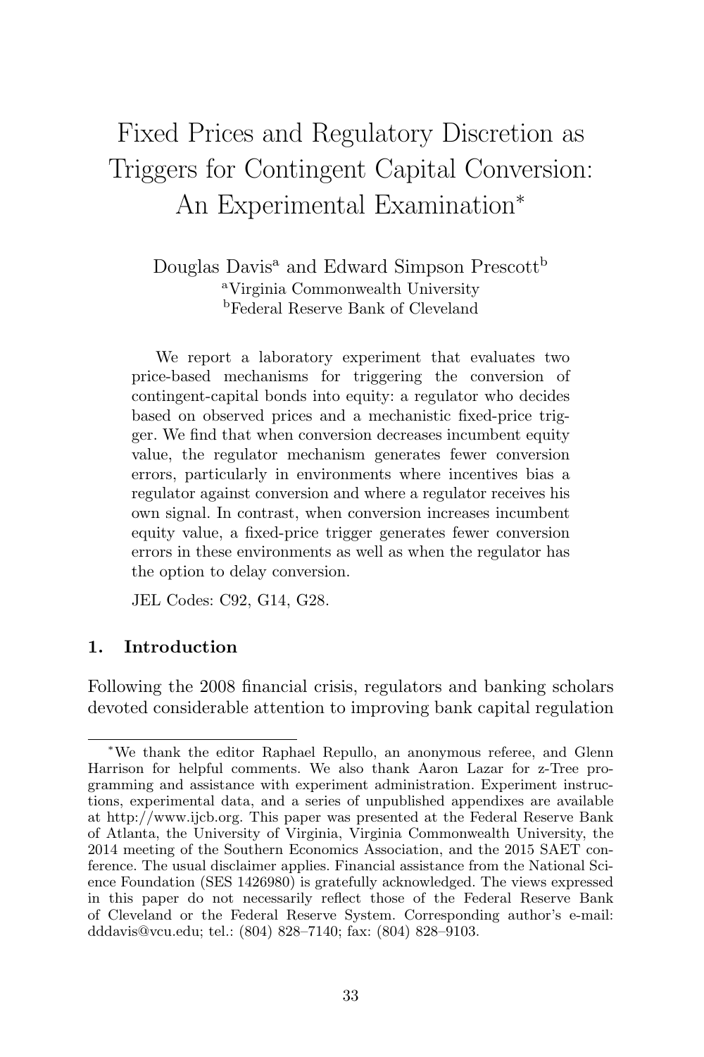# Fixed Prices and Regulatory Discretion as Triggers for Contingent Capital Conversion: An Experimental Examination*

Douglas Davis[a] and Edward Simpson Prescott[b]

[a]Virginia Commonwealth University

[b]Federal Reserve Bank of Cleveland

We report a laboratory experiment that evaluates two price-based mechanisms for triggering the conversion of contingent-capital bonds into equity: a regulator who decides based on observed prices and a mechanistic fixed-price trigger. We find that when conversion decreases incumbent equity value, the regulator mechanism generates fewer conversion errors, particularly in environments where incentives bias a regulator against conversion and where a regulator receives his own signal. In contrast, when conversion increases incumbent equity value, a fixed-price trigger generates fewer conversion errors in these environments as well as when the regulator has the option to delay conversion.

JEL Codes: C92, G14, G28.

## 1. Introduction

Following the 2008 financial crisis, regulators and banking scholars devoted considerable attention to improving bank capital regulation

---

*We thank the editor Raphael Repullo, an anonymous referee, and Glenn Harrison for helpful comments. We also thank Aaron Lazar for z-Tree programming and assistance with experiment administration. Experiment instructions, experimental data, and a series of unpublished appendixes are available at http://www.ijcb.org. This paper was presented at the Federal Reserve Bank of Atlanta, the University of Virginia, Virginia Commonwealth University, the 2014 meeting of the Southern Economics Association, and the 2015 SAET conference. The usual disclaimer applies. Financial assistance from the National Science Foundation (SES 1426980) is gratefully acknowledged. The views expressed in this paper do not necessarily reflect those of the Federal Reserve Bank of Cleveland or the Federal Reserve System. Corresponding author's e-mail: dddavis@vcu.edu; tel.: (804) 828–7140; fax: (804) 828–9103.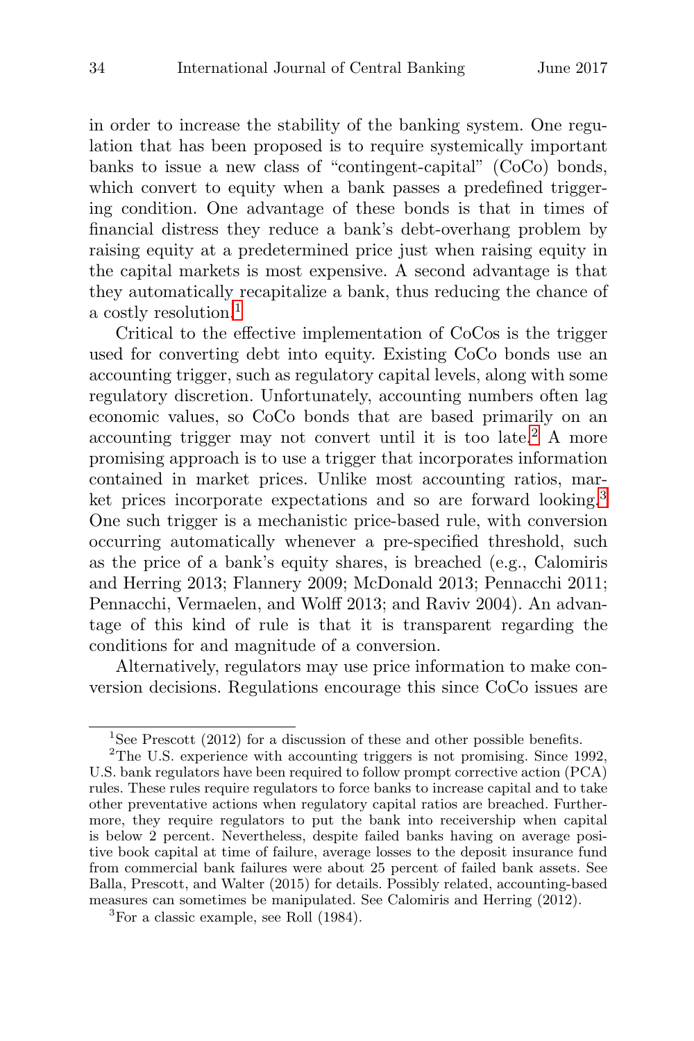in order to increase the stability of the banking system. One regulation that has been proposed is to require systemically important banks to issue a new class of "contingent-capital" (CoCo) bonds, which convert to equity when a bank passes a predefined triggering condition. One advantage of these bonds is that in times of financial distress they reduce a bank's debt-overhang problem by raising equity at a predetermined price just when raising equity in the capital markets is most expensive. A second advantage is that they automatically recapitalize a bank, thus reducing the chance of a costly resolution.[1]

Critical to the effective implementation of CoCos is the trigger used for converting debt into equity. Existing CoCo bonds use an accounting trigger, such as regulatory capital levels, along with some regulatory discretion. Unfortunately, accounting numbers often lag economic values, so CoCo bonds that are based primarily on an accounting trigger may not convert until it is too late.[2] A more promising approach is to use a trigger that incorporates information contained in market prices. Unlike most accounting ratios, market prices incorporate expectations and so are forward looking.[3] One such trigger is a mechanistic price-based rule, with conversion occurring automatically whenever a pre-specified threshold, such as the price of a bank's equity shares, is breached (e.g., Calomiris and Herring 2013; Flannery 2009; McDonald 2013; Pennacchi 2011; Pennacchi, Vermaelen, and Wolff 2013; and Raviv 2004). An advantage of this kind of rule is that it is transparent regarding the conditions for and magnitude of a conversion.

Alternatively, regulators may use price information to make conversion decisions. Regulations encourage this since CoCo issues are

---

[1] See Prescott (2012) for a discussion of these and other possible benefits.

[2] The U.S. experience with accounting triggers is not promising. Since 1992, U.S. bank regulators have been required to follow prompt corrective action (PCA) rules. These rules require regulators to force banks to increase capital and to take other preventative actions when regulatory capital ratios are breached. Furthermore, they require regulators to put the bank into receivership when capital is below 2 percent. Nevertheless, despite failed banks having on average positive book capital at time of failure, average losses to the deposit insurance fund from commercial bank failures were about 25 percent of failed bank assets. See Balla, Prescott, and Walter (2015) for details. Possibly related, accounting-based measures can sometimes be manipulated. See Calomiris and Herring (2012).

[3] For a classic example, see Roll (1984).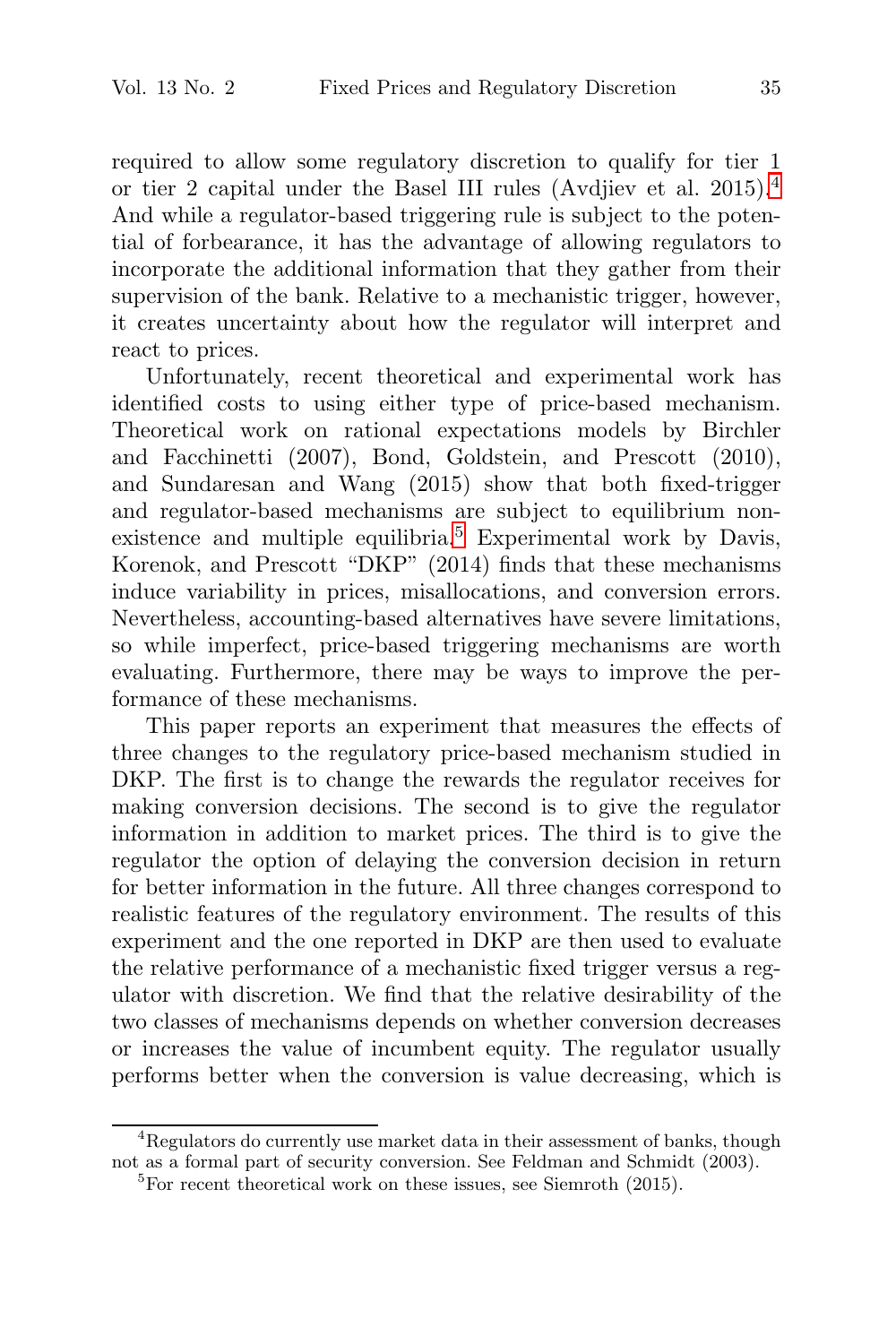required to allow some regulatory discretion to qualify for tier 1 or tier 2 capital under the Basel III rules (Avdjiev et al. 2015).[4] And while a regulator-based triggering rule is subject to the potential of forbearance, it has the advantage of allowing regulators to incorporate the additional information that they gather from their supervision of the bank. Relative to a mechanistic trigger, however, it creates uncertainty about how the regulator will interpret and react to prices.

Unfortunately, recent theoretical and experimental work has identified costs to using either type of price-based mechanism. Theoretical work on rational expectations models by Birchler and Facchinetti (2007), Bond, Goldstein, and Prescott (2010), and Sundaresan and Wang (2015) show that both fixed-trigger and regulator-based mechanisms are subject to equilibrium nonexistence and multiple equilibria.[5] Experimental work by Davis, Korenok, and Prescott "DKP" (2014) finds that these mechanisms induce variability in prices, misallocations, and conversion errors. Nevertheless, accounting-based alternatives have severe limitations, so while imperfect, price-based triggering mechanisms are worth evaluating. Furthermore, there may be ways to improve the performance of these mechanisms.

This paper reports an experiment that measures the effects of three changes to the regulatory price-based mechanism studied in DKP. The first is to change the rewards the regulator receives for making conversion decisions. The second is to give the regulator information in addition to market prices. The third is to give the regulator the option of delaying the conversion decision in return for better information in the future. All three changes correspond to realistic features of the regulatory environment. The results of this experiment and the one reported in DKP are then used to evaluate the relative performance of a mechanistic fixed trigger versus a regulator with discretion. We find that the relative desirability of the two classes of mechanisms depends on whether conversion decreases or increases the value of incumbent equity. The regulator usually performs better when the conversion is value decreasing, which is

[4] Regulators do currently use market data in their assessment of banks, though not as a formal part of security conversion. See Feldman and Schmidt (2003).

[5] For recent theoretical work on these issues, see Siemroth (2015).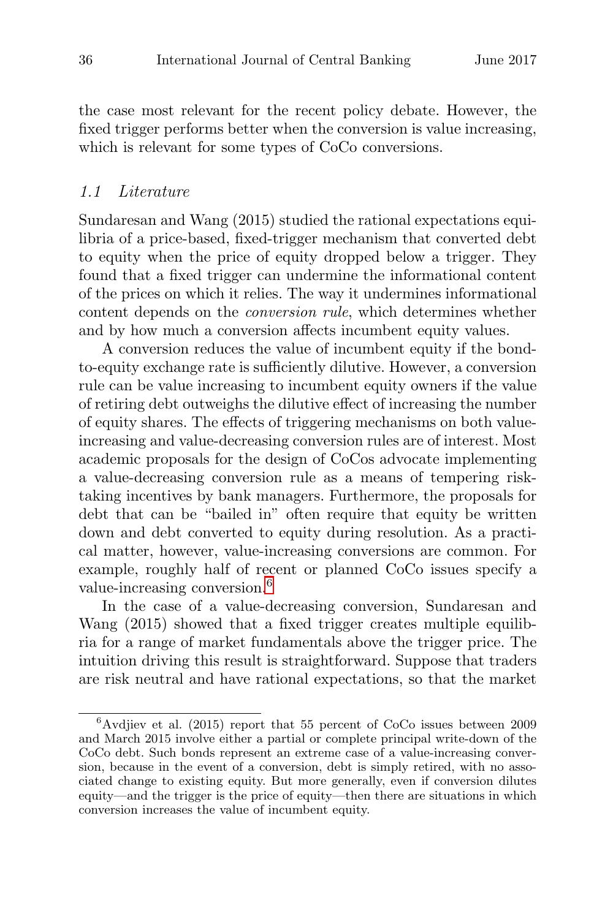the case most relevant for the recent policy debate. However, the fixed trigger performs better when the conversion is value increasing, which is relevant for some types of CoCo conversions.

### 1.1 Literature

Sundaresan and Wang (2015) studied the rational expectations equilibria of a price-based, fixed-trigger mechanism that converted debt to equity when the price of equity dropped below a trigger. They found that a fixed trigger can undermine the informational content of the prices on which it relies. The way it undermines informational content depends on the *conversion rule*, which determines whether and by how much a conversion affects incumbent equity values.

A conversion reduces the value of incumbent equity if the bond-to-equity exchange rate is sufficiently dilutive. However, a conversion rule can be value increasing to incumbent equity owners if the value of retiring debt outweighs the dilutive effect of increasing the number of equity shares. The effects of triggering mechanisms on both value-increasing and value-decreasing conversion rules are of interest. Most academic proposals for the design of CoCos advocate implementing a value-decreasing conversion rule as a means of tempering risk-taking incentives by bank managers. Furthermore, the proposals for debt that can be "bailed in" often require that equity be written down and debt converted to equity during resolution. As a practical matter, however, value-increasing conversions are common. For example, roughly half of recent or planned CoCo issues specify a value-increasing conversion.[6]

In the case of a value-decreasing conversion, Sundaresan and Wang (2015) showed that a fixed trigger creates multiple equilibria for a range of market fundamentals above the trigger price. The intuition driving this result is straightforward. Suppose that traders are risk neutral and have rational expectations, so that the market

[6] Avdjiev et al. (2015) report that 55 percent of CoCo issues between 2009 and March 2015 involve either a partial or complete principal write-down of the CoCo debt. Such bonds represent an extreme case of a value-increasing conversion, because in the event of a conversion, debt is simply retired, with no associated change to existing equity. But more generally, even if conversion dilutes equity—and the trigger is the price of equity—then there are situations in which conversion increases the value of incumbent equity.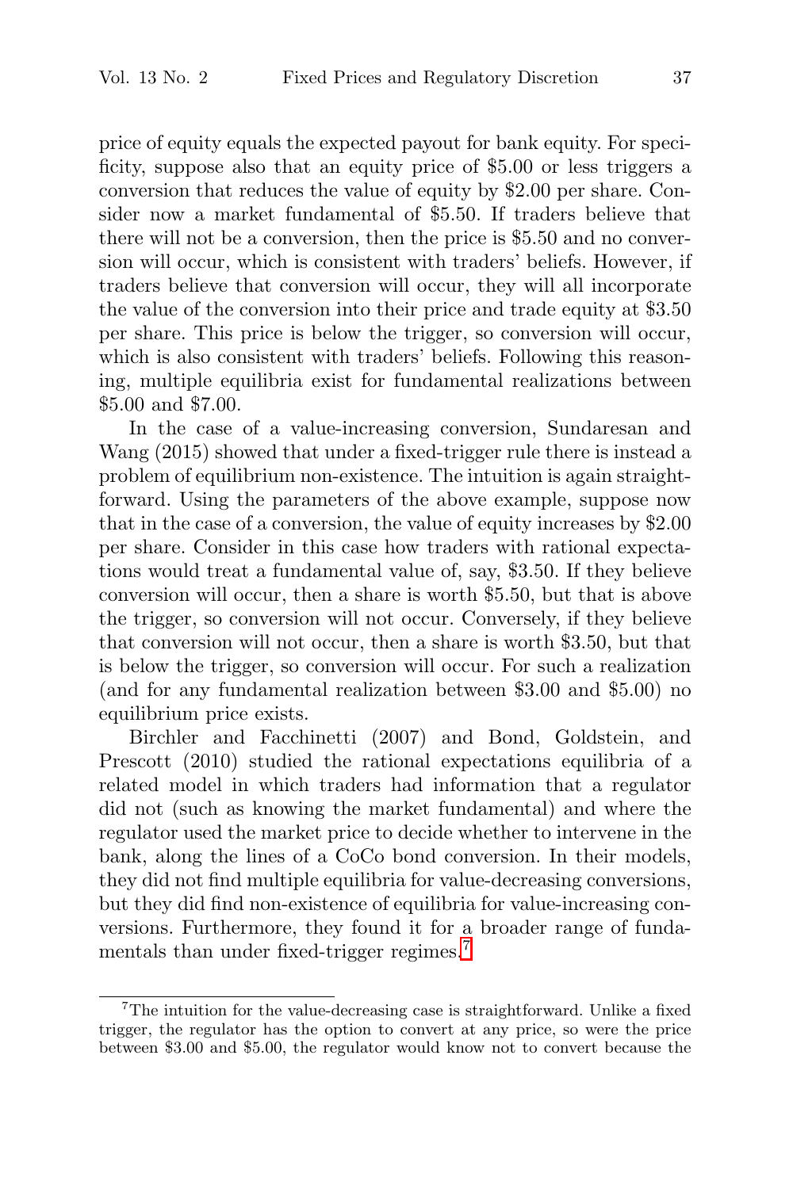price of equity equals the expected payout for bank equity. For specificity, suppose also that an equity price of $5.00 or less triggers a conversion that reduces the value of equity by $2.00 per share. Consider now a market fundamental of $5.50. If traders believe that there will not be a conversion, then the price is $5.50 and no conversion will occur, which is consistent with traders' beliefs. However, if traders believe that conversion will occur, they will all incorporate the value of the conversion into their price and trade equity at $3.50 per share. This price is below the trigger, so conversion will occur, which is also consistent with traders' beliefs. Following this reasoning, multiple equilibria exist for fundamental realizations between $5.00 and $7.00.

In the case of a value-increasing conversion, Sundaresan and Wang (2015) showed that under a fixed-trigger rule there is instead a problem of equilibrium non-existence. The intuition is again straightforward. Using the parameters of the above example, suppose now that in the case of a conversion, the value of equity increases by $2.00 per share. Consider in this case how traders with rational expectations would treat a fundamental value of, say, $3.50. If they believe conversion will occur, then a share is worth $5.50, but that is above the trigger, so conversion will not occur. Conversely, if they believe that conversion will not occur, then a share is worth $3.50, but that is below the trigger, so conversion will occur. For such a realization (and for any fundamental realization between $3.00 and $5.00) no equilibrium price exists.

Birchler and Facchinetti (2007) and Bond, Goldstein, and Prescott (2010) studied the rational expectations equilibria of a related model in which traders had information that a regulator did not (such as knowing the market fundamental) and where the regulator used the market price to decide whether to intervene in the bank, along the lines of a CoCo bond conversion. In their models, they did not find multiple equilibria for value-decreasing conversions, but they did find non-existence of equilibria for value-increasing conversions. Furthermore, they found it for a broader range of fundamentals than under fixed-trigger regimes.[7]

[7] The intuition for the value-decreasing case is straightforward. Unlike a fixed trigger, the regulator has the option to convert at any price, so were the price between $3.00 and $5.00, the regulator would know not to convert because the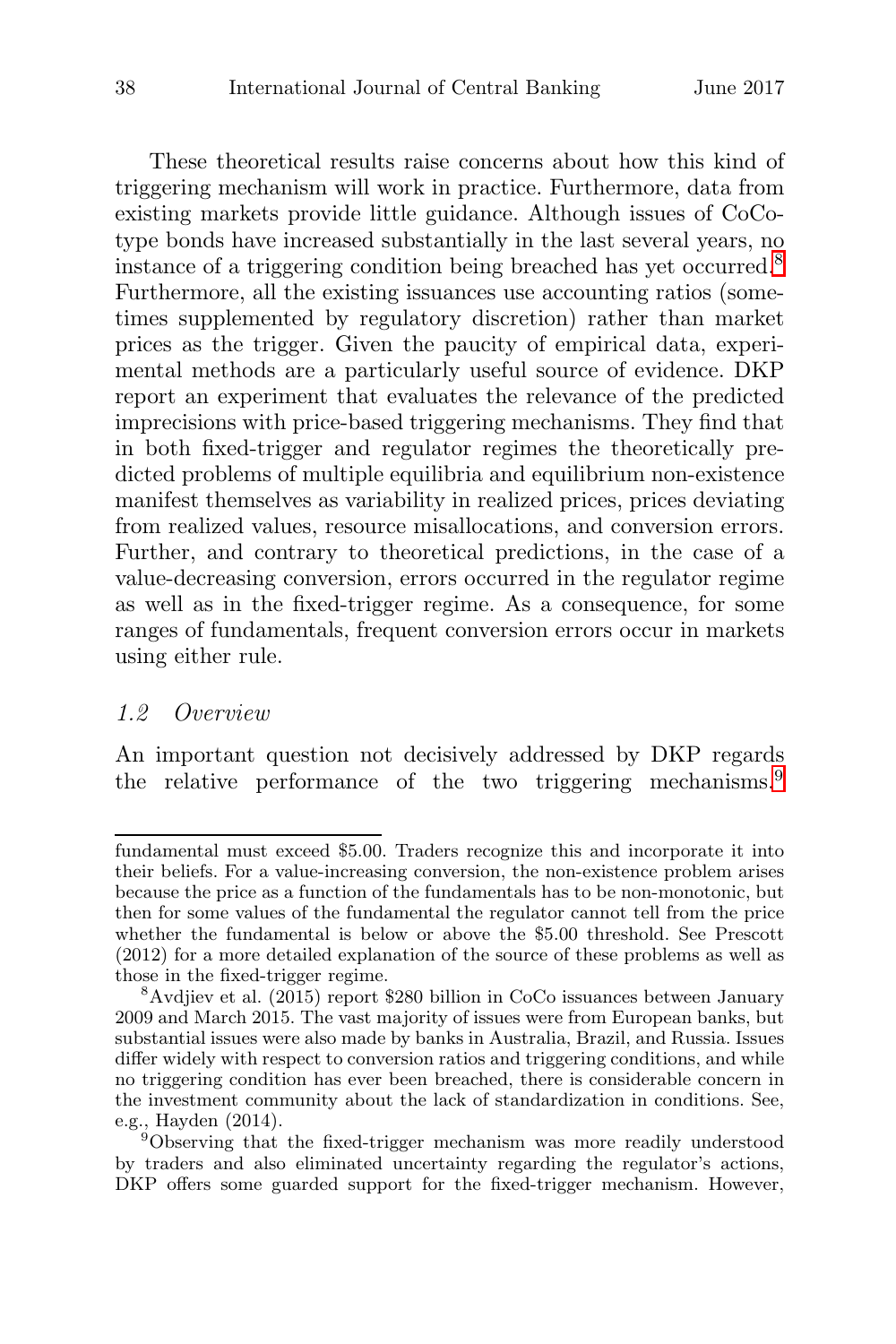These theoretical results raise concerns about how this kind of triggering mechanism will work in practice. Furthermore, data from existing markets provide little guidance. Although issues of CoCo-type bonds have increased substantially in the last several years, no instance of a triggering condition being breached has yet occurred.[8] Furthermore, all the existing issuances use accounting ratios (sometimes supplemented by regulatory discretion) rather than market prices as the trigger. Given the paucity of empirical data, experimental methods are a particularly useful source of evidence. DKP report an experiment that evaluates the relevance of the predicted imprecisions with price-based triggering mechanisms. They find that in both fixed-trigger and regulator regimes the theoretically predicted problems of multiple equilibria and equilibrium non-existence manifest themselves as variability in realized prices, prices deviating from realized values, resource misallocations, and conversion errors. Further, and contrary to theoretical predictions, in the case of a value-decreasing conversion, errors occurred in the regulator regime as well as in the fixed-trigger regime. As a consequence, for some ranges of fundamentals, frequent conversion errors occur in markets using either rule.

### *1.2 Overview*

An important question not decisively addressed by DKP regards the relative performance of the two triggering mechanisms.[9]

fundamental must exceed \$5.00. Traders recognize this and incorporate it into their beliefs. For a value-increasing conversion, the non-existence problem arises because the price as a function of the fundamentals has to be non-monotonic, but then for some values of the fundamental the regulator cannot tell from the price whether the fundamental is below or above the \$5.00 threshold. See Prescott (2012) for a more detailed explanation of the source of these problems as well as those in the fixed-trigger regime.

[8] Avdjiev et al. (2015) report \$280 billion in CoCo issuances between January 2009 and March 2015. The vast majority of issues were from European banks, but substantial issues were also made by banks in Australia, Brazil, and Russia. Issues differ widely with respect to conversion ratios and triggering conditions, and while no triggering condition has ever been breached, there is considerable concern in the investment community about the lack of standardization in conditions. See, e.g., Hayden (2014).

[9] Observing that the fixed-trigger mechanism was more readily understood by traders and also eliminated uncertainty regarding the regulator's actions, DKP offers some guarded support for the fixed-trigger mechanism. However,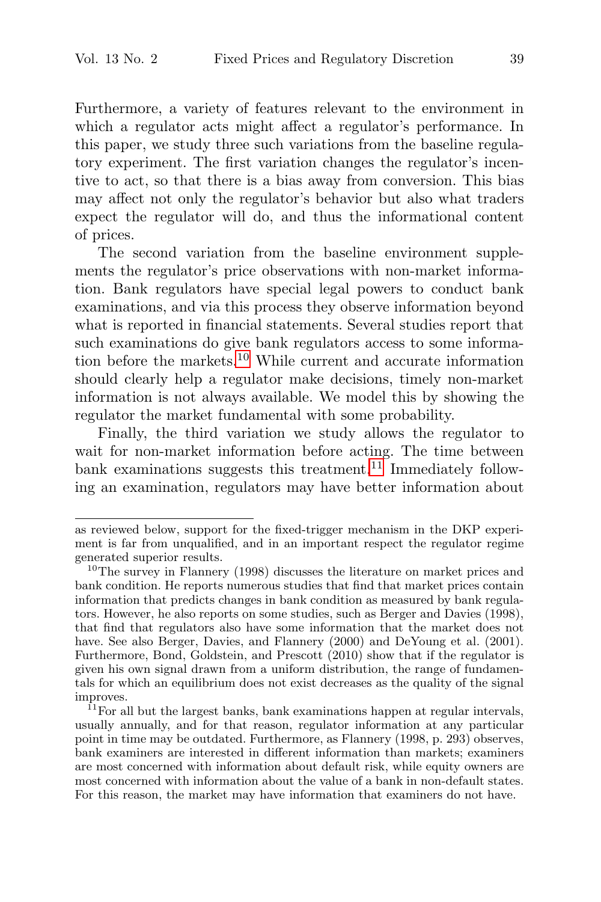Furthermore, a variety of features relevant to the environment in which a regulator acts might affect a regulator's performance. In this paper, we study three such variations from the baseline regulatory experiment. The first variation changes the regulator's incentive to act, so that there is a bias away from conversion. This bias may affect not only the regulator's behavior but also what traders expect the regulator will do, and thus the informational content of prices.

The second variation from the baseline environment supplements the regulator's price observations with non-market information. Bank regulators have special legal powers to conduct bank examinations, and via this process they observe information beyond what is reported in financial statements. Several studies report that such examinations do give bank regulators access to some information before the markets.[10] While current and accurate information should clearly help a regulator make decisions, timely non-market information is not always available. We model this by showing the regulator the market fundamental with some probability.

Finally, the third variation we study allows the regulator to wait for non-market information before acting. The time between bank examinations suggests this treatment.[11] Immediately following an examination, regulators may have better information about

---

as reviewed below, support for the fixed-trigger mechanism in the DKP experiment is far from unqualified, and in an important respect the regulator regime generated superior results.

[10]The survey in Flannery (1998) discusses the literature on market prices and bank condition. He reports numerous studies that find that market prices contain information that predicts changes in bank condition as measured by bank regulators. However, he also reports on some studies, such as Berger and Davies (1998), that find that regulators also have some information that the market does not have. See also Berger, Davies, and Flannery (2000) and DeYoung et al. (2001). Furthermore, Bond, Goldstein, and Prescott (2010) show that if the regulator is given his own signal drawn from a uniform distribution, the range of fundamentals for which an equilibrium does not exist decreases as the quality of the signal improves.

[11]For all but the largest banks, bank examinations happen at regular intervals, usually annually, and for that reason, regulator information at any particular point in time may be outdated. Furthermore, as Flannery (1998, p. 293) observes, bank examiners are interested in different information than markets; examiners are most concerned with information about default risk, while equity owners are most concerned with information about the value of a bank in non-default states. For this reason, the market may have information that examiners do not have.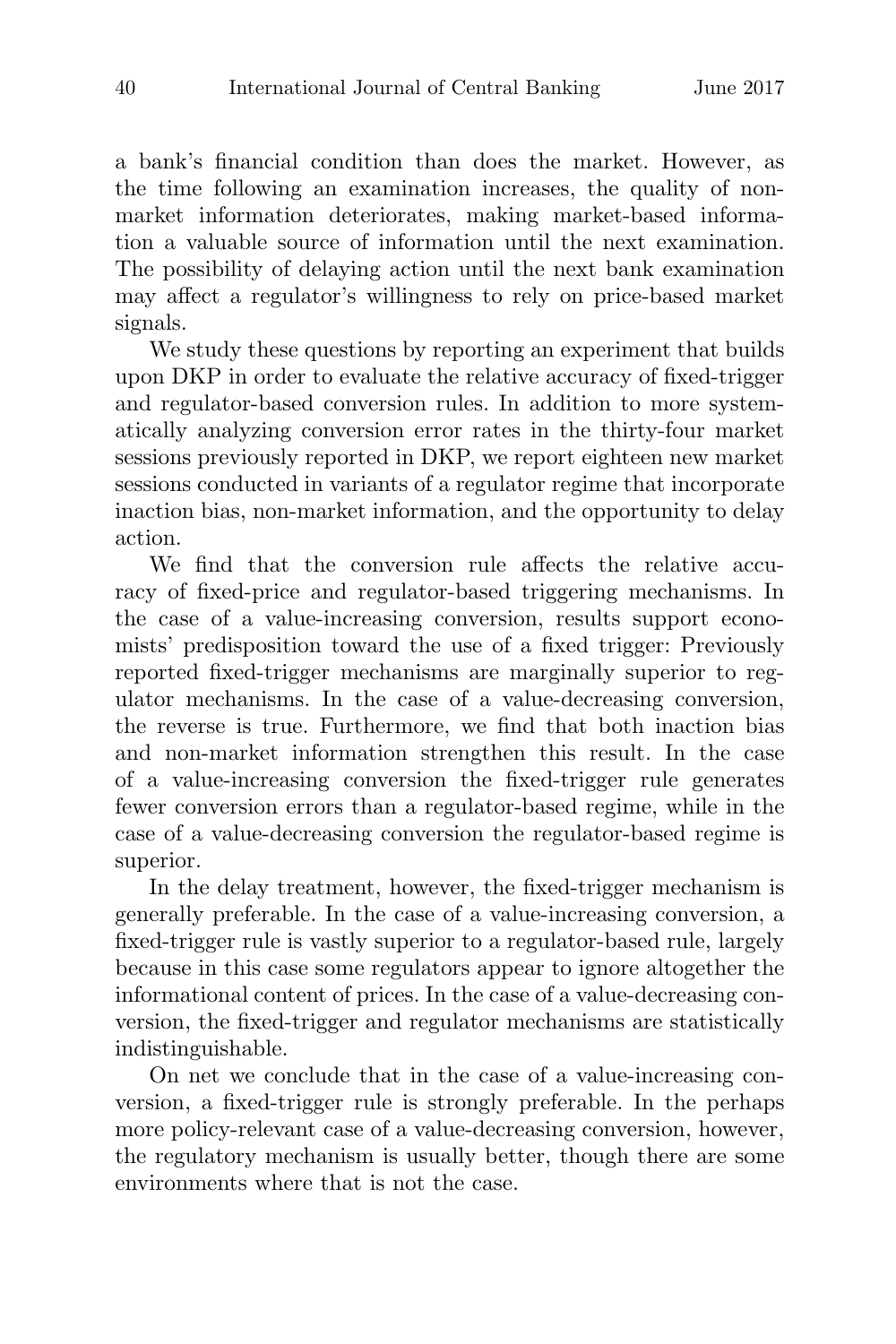a bank's financial condition than does the market. However, as the time following an examination increases, the quality of non-market information deteriorates, making market-based information a valuable source of information until the next examination. The possibility of delaying action until the next bank examination may affect a regulator's willingness to rely on price-based market signals.

We study these questions by reporting an experiment that builds upon DKP in order to evaluate the relative accuracy of fixed-trigger and regulator-based conversion rules. In addition to more systematically analyzing conversion error rates in the thirty-four market sessions previously reported in DKP, we report eighteen new market sessions conducted in variants of a regulator regime that incorporate inaction bias, non-market information, and the opportunity to delay action.

We find that the conversion rule affects the relative accuracy of fixed-price and regulator-based triggering mechanisms. In the case of a value-increasing conversion, results support economists' predisposition toward the use of a fixed trigger: Previously reported fixed-trigger mechanisms are marginally superior to regulator mechanisms. In the case of a value-decreasing conversion, the reverse is true. Furthermore, we find that both inaction bias and non-market information strengthen this result. In the case of a value-increasing conversion the fixed-trigger rule generates fewer conversion errors than a regulator-based regime, while in the case of a value-decreasing conversion the regulator-based regime is superior.

In the delay treatment, however, the fixed-trigger mechanism is generally preferable. In the case of a value-increasing conversion, a fixed-trigger rule is vastly superior to a regulator-based rule, largely because in this case some regulators appear to ignore altogether the informational content of prices. In the case of a value-decreasing conversion, the fixed-trigger and regulator mechanisms are statistically indistinguishable.

On net we conclude that in the case of a value-increasing conversion, a fixed-trigger rule is strongly preferable. In the perhaps more policy-relevant case of a value-decreasing conversion, however, the regulatory mechanism is usually better, though there are some environments where that is not the case.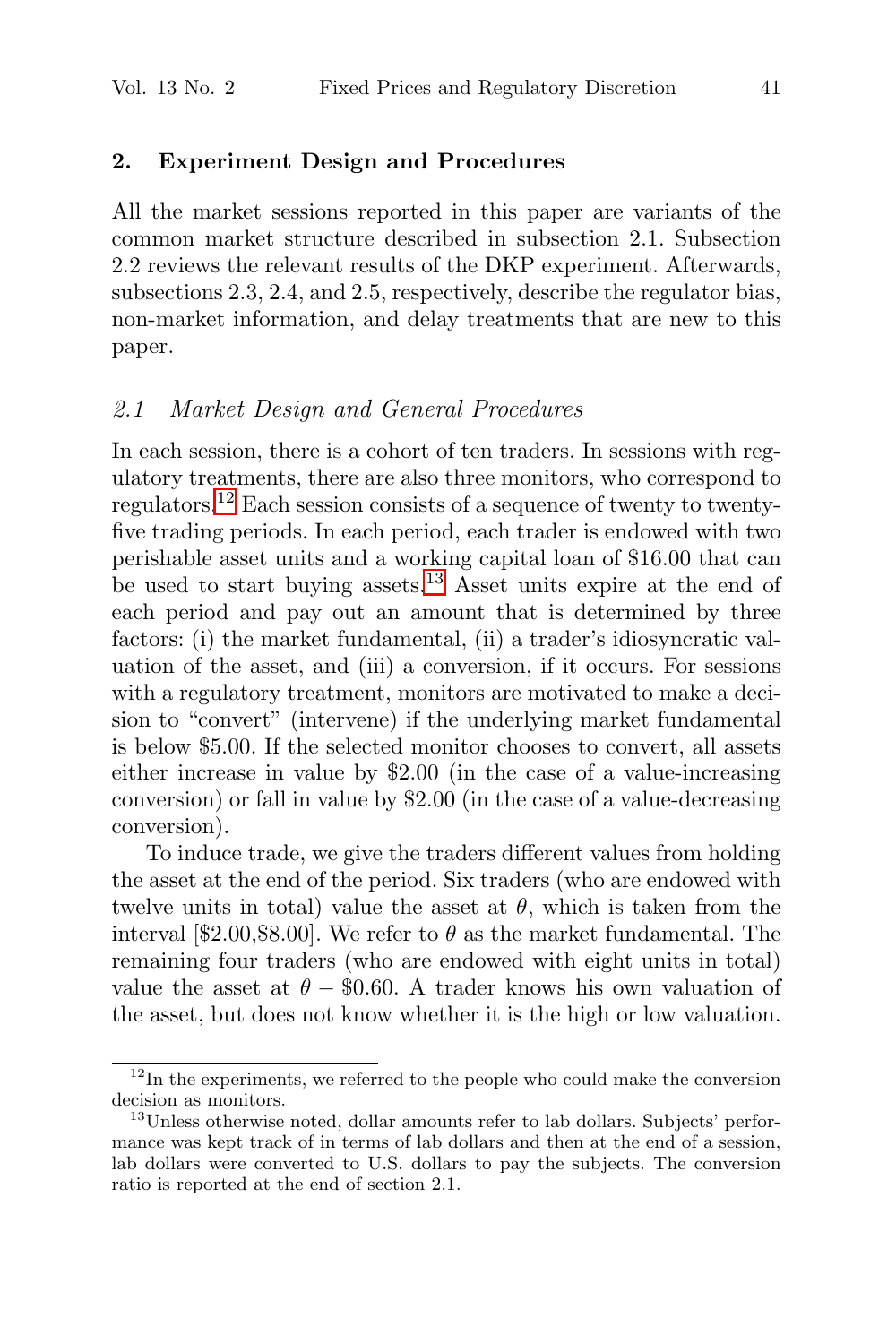## 2. Experiment Design and Procedures

All the market sessions reported in this paper are variants of the common market structure described in subsection 2.1. Subsection 2.2 reviews the relevant results of the DKP experiment. Afterwards, subsections 2.3, 2.4, and 2.5, respectively, describe the regulator bias, non-market information, and delay treatments that are new to this paper.

### *2.1 Market Design and General Procedures*

In each session, there is a cohort of ten traders. In sessions with regulatory treatments, there are also three monitors, who correspond to regulators.[12] Each session consists of a sequence of twenty to twenty-five trading periods. In each period, each trader is endowed with two perishable asset units and a working capital loan of $16.00 that can be used to start buying assets.[13] Asset units expire at the end of each period and pay out an amount that is determined by three factors: (i) the market fundamental, (ii) a trader's idiosyncratic valuation of the asset, and (iii) a conversion, if it occurs. For sessions with a regulatory treatment, monitors are motivated to make a decision to "convert" (intervene) if the underlying market fundamental is below $5.00. If the selected monitor chooses to convert, all assets either increase in value by $2.00 (in the case of a value-increasing conversion) or fall in value by $2.00 (in the case of a value-decreasing conversion).

To induce trade, we give the traders different values from holding the asset at the end of the period. Six traders (who are endowed with twelve units in total) value the asset at $\theta$, which is taken from the interval [$2.00,$8.00]. We refer to $\theta$ as the market fundamental. The remaining four traders (who are endowed with eight units in total) value the asset at $\theta - \$0.60$. A trader knows his own valuation of the asset, but does not know whether it is the high or low valuation.

---

[12] In the experiments, we referred to the people who could make the conversion decision as monitors.

[13] Unless otherwise noted, dollar amounts refer to lab dollars. Subjects' performance was kept track of in terms of lab dollars and then at the end of a session, lab dollars were converted to U.S. dollars to pay the subjects. The conversion ratio is reported at the end of section 2.1.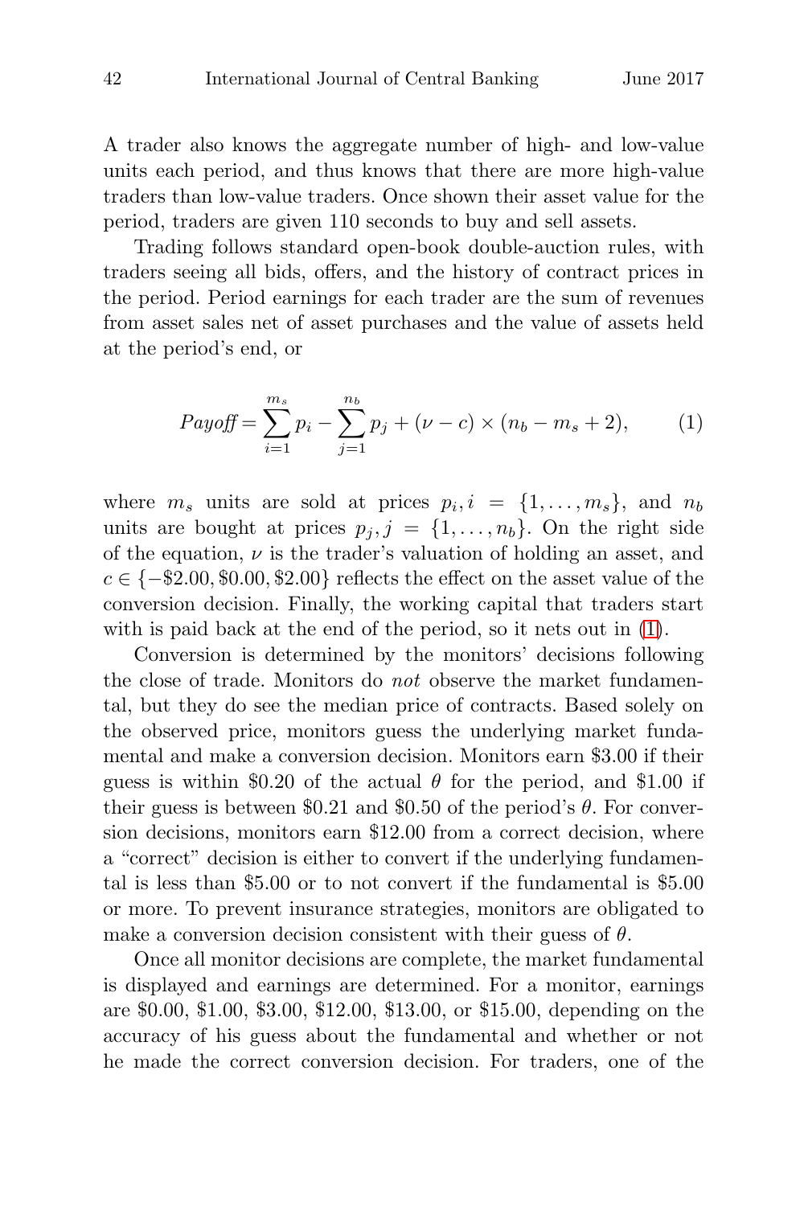A trader also knows the aggregate number of high- and low-value units each period, and thus knows that there are more high-value traders than low-value traders. Once shown their asset value for the period, traders are given 110 seconds to buy and sell assets.

Trading follows standard open-book double-auction rules, with traders seeing all bids, offers, and the history of contract prices in the period. Period earnings for each trader are the sum of revenues from asset sales net of asset purchases and the value of assets held at the period's end, or

$$Payoff = \sum_{i=1}^{m_s} p_i - \sum_{j=1}^{n_b} p_j + (\nu - c) \times (n_b - m_s + 2), \qquad (1)$$

where $m_s$ units are sold at prices $p_i, i = \{1, \ldots, m_s\}$, and $n_b$ units are bought at prices $p_j, j = \{1, \ldots, n_b\}$. On the right side of the equation, $\nu$ is the trader's valuation of holding an asset, and $c \in \{-\$2.00, \$0.00, \$2.00\}$ reflects the effect on the asset value of the conversion decision. Finally, the working capital that traders start with is paid back at the end of the period, so it nets out in (1).

Conversion is determined by the monitors' decisions following the close of trade. Monitors do *not* observe the market fundamental, but they do see the median price of contracts. Based solely on the observed price, monitors guess the underlying market fundamental and make a conversion decision. Monitors earn \$3.00 if their guess is within \$0.20 of the actual $\theta$ for the period, and \$1.00 if their guess is between \$0.21 and \$0.50 of the period's $\theta$. For conversion decisions, monitors earn \$12.00 from a correct decision, where a "correct" decision is either to convert if the underlying fundamental is less than \$5.00 or to not convert if the fundamental is \$5.00 or more. To prevent insurance strategies, monitors are obligated to make a conversion decision consistent with their guess of $\theta$.

Once all monitor decisions are complete, the market fundamental is displayed and earnings are determined. For a monitor, earnings are \$0.00, \$1.00, \$3.00, \$12.00, \$13.00, or \$15.00, depending on the accuracy of his guess about the fundamental and whether or not he made the correct conversion decision. For traders, one of the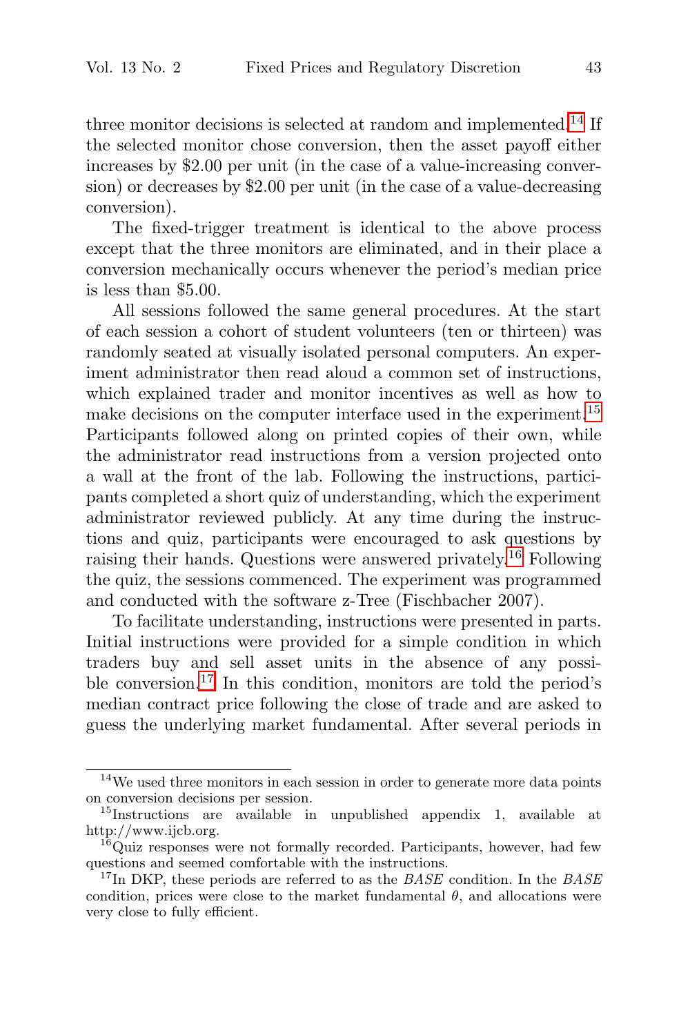three monitor decisions is selected at random and implemented.[14] If the selected monitor chose conversion, then the asset payoff either increases by $2.00 per unit (in the case of a value-increasing conversion) or decreases by $2.00 per unit (in the case of a value-decreasing conversion).

The fixed-trigger treatment is identical to the above process except that the three monitors are eliminated, and in their place a conversion mechanically occurs whenever the period's median price is less than $5.00.

All sessions followed the same general procedures. At the start of each session a cohort of student volunteers (ten or thirteen) was randomly seated at visually isolated personal computers. An experiment administrator then read aloud a common set of instructions, which explained trader and monitor incentives as well as how to make decisions on the computer interface used in the experiment.[15] Participants followed along on printed copies of their own, while the administrator read instructions from a version projected onto a wall at the front of the lab. Following the instructions, participants completed a short quiz of understanding, which the experiment administrator reviewed publicly. At any time during the instructions and quiz, participants were encouraged to ask questions by raising their hands. Questions were answered privately.[16] Following the quiz, the sessions commenced. The experiment was programmed and conducted with the software z-Tree (Fischbacher 2007).

To facilitate understanding, instructions were presented in parts. Initial instructions were provided for a simple condition in which traders buy and sell asset units in the absence of any possible conversion.[17] In this condition, monitors are told the period's median contract price following the close of trade and are asked to guess the underlying market fundamental. After several periods in

---

[14] We used three monitors in each session in order to generate more data points on conversion decisions per session.

[15] Instructions are available in unpublished appendix 1, available at http://www.ijcb.org.

[16] Quiz responses were not formally recorded. Participants, however, had few questions and seemed comfortable with the instructions.

[17] In DKP, these periods are referred to as the *BASE* condition. In the *BASE* condition, prices were close to the market fundamental $\theta$, and allocations were very close to fully efficient.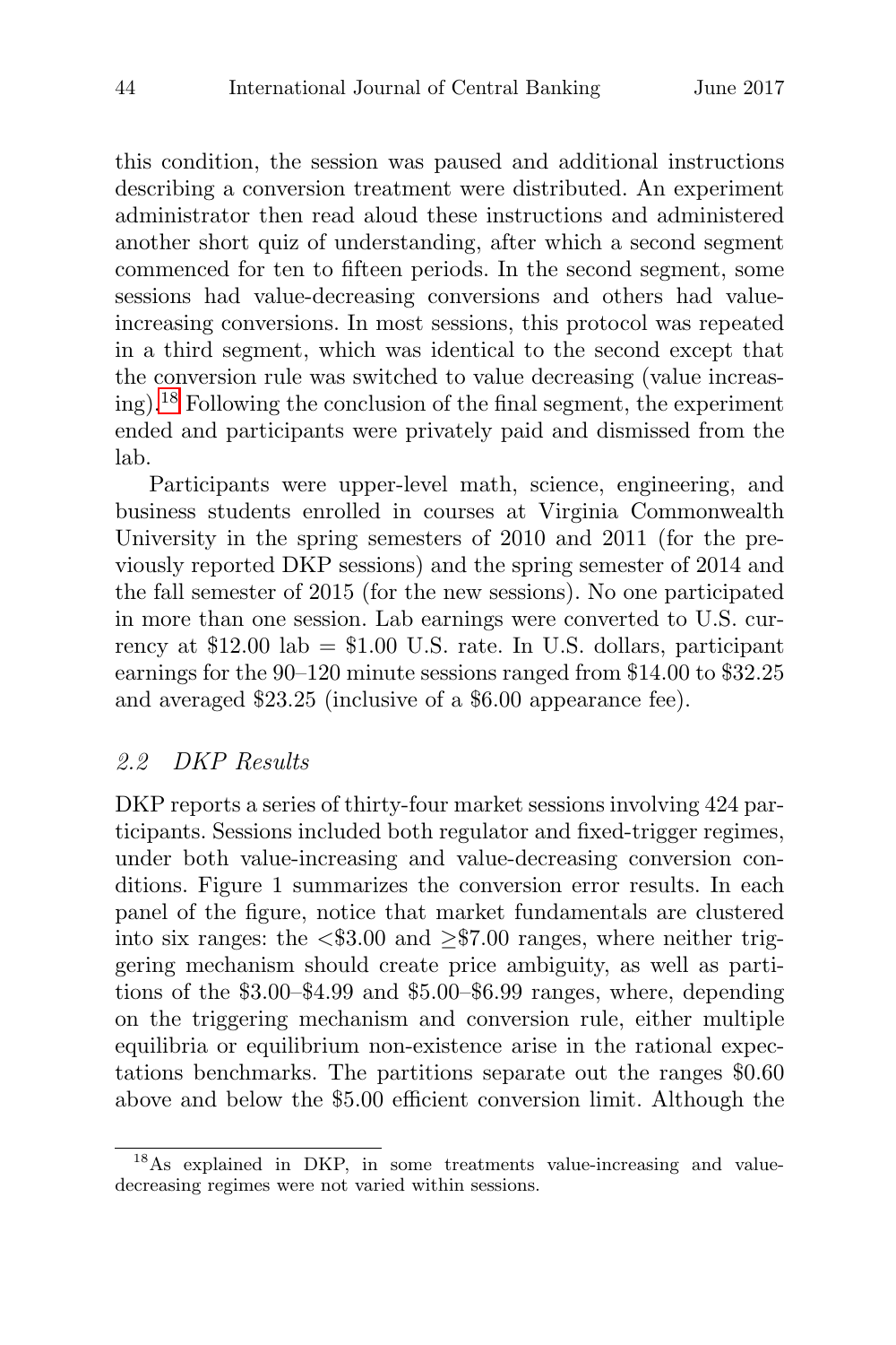this condition, the session was paused and additional instructions describing a conversion treatment were distributed. An experiment administrator then read aloud these instructions and administered another short quiz of understanding, after which a second segment commenced for ten to fifteen periods. In the second segment, some sessions had value-decreasing conversions and others had value-increasing conversions. In most sessions, this protocol was repeated in a third segment, which was identical to the second except that the conversion rule was switched to value decreasing (value increasing).[18] Following the conclusion of the final segment, the experiment ended and participants were privately paid and dismissed from the lab.

Participants were upper-level math, science, engineering, and business students enrolled in courses at Virginia Commonwealth University in the spring semesters of 2010 and 2011 (for the previously reported DKP sessions) and the spring semester of 2014 and the fall semester of 2015 (for the new sessions). No one participated in more than one session. Lab earnings were converted to U.S. currency at \$12.00 lab = \$1.00 U.S. rate. In U.S. dollars, participant earnings for the 90–120 minute sessions ranged from \$14.00 to \$32.25 and averaged \$23.25 (inclusive of a \$6.00 appearance fee).

### *2.2 DKP Results*

DKP reports a series of thirty-four market sessions involving 424 participants. Sessions included both regulator and fixed-trigger regimes, under both value-increasing and value-decreasing conversion conditions. Figure 1 summarizes the conversion error results. In each panel of the figure, notice that market fundamentals are clustered into six ranges: the <\$3.00 and ≥\$7.00 ranges, where neither triggering mechanism should create price ambiguity, as well as partitions of the \$3.00–\$4.99 and \$5.00–\$6.99 ranges, where, depending on the triggering mechanism and conversion rule, either multiple equilibria or equilibrium non-existence arise in the rational expectations benchmarks. The partitions separate out the ranges \$0.60 above and below the \$5.00 efficient conversion limit. Although the

[18] As explained in DKP, in some treatments value-increasing and value-decreasing regimes were not varied within sessions.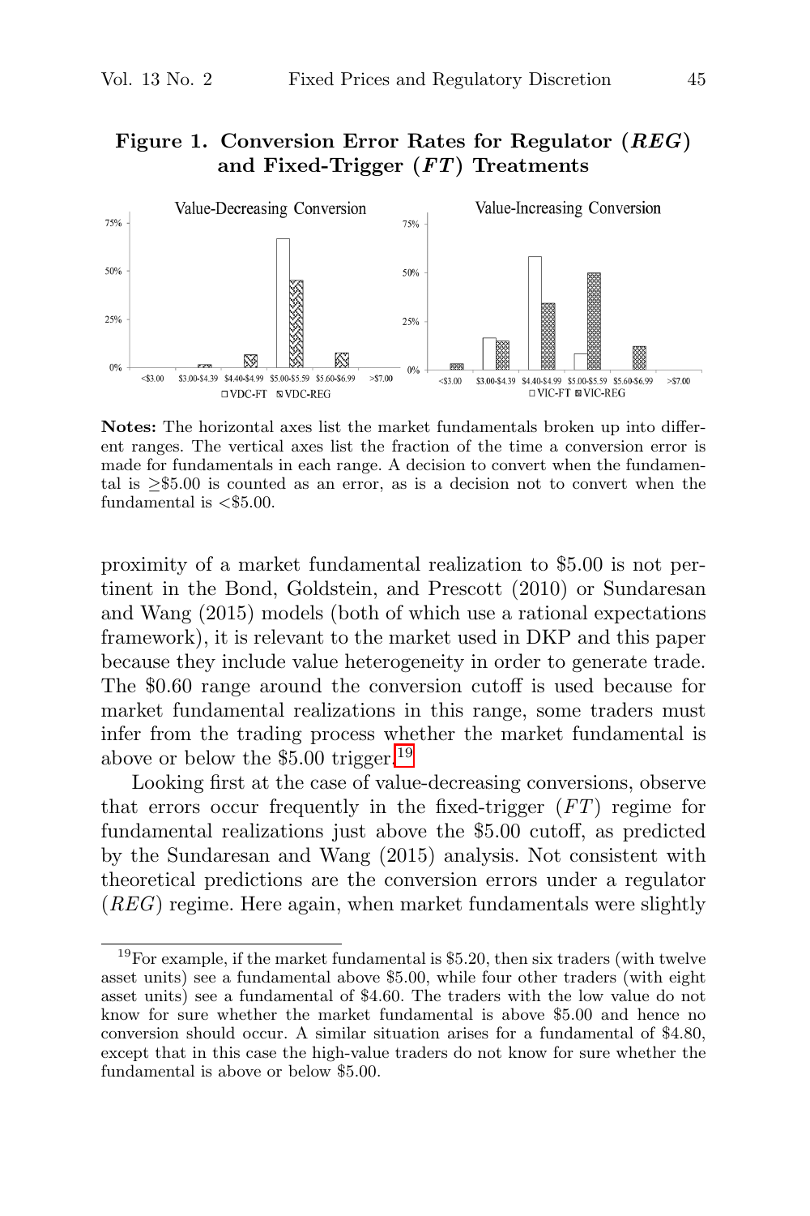**Figure 1. Conversion Error Rates for Regulator (*REG*) and Fixed-Trigger (*FT*) Treatments**

**Notes:** The horizontal axes list the market fundamentals broken up into different ranges. The vertical axes list the fraction of the time a conversion error is made for fundamentals in each range. A decision to convert when the fundamental is $\geq$\$5.00 is counted as an error, as is a decision not to convert when the fundamental is <\$5.00.

proximity of a market fundamental realization to \$5.00 is not pertinent in the Bond, Goldstein, and Prescott (2010) or Sundaresan and Wang (2015) models (both of which use a rational expectations framework), it is relevant to the market used in DKP and this paper because they include value heterogeneity in order to generate trade. The \$0.60 range around the conversion cutoff is used because for market fundamental realizations in this range, some traders must infer from the trading process whether the market fundamental is above or below the \$5.00 trigger.[19]

Looking first at the case of value-decreasing conversions, observe that errors occur frequently in the fixed-trigger (*FT*) regime for fundamental realizations just above the \$5.00 cutoff, as predicted by the Sundaresan and Wang (2015) analysis. Not consistent with theoretical predictions are the conversion errors under a regulator (*REG*) regime. Here again, when market fundamentals were slightly

[19] For example, if the market fundamental is \$5.20, then six traders (with twelve asset units) see a fundamental above \$5.00, while four other traders (with eight asset units) see a fundamental of \$4.60. The traders with the low value do not know for sure whether the market fundamental is above \$5.00 and hence no conversion should occur. A similar situation arises for a fundamental of \$4.80, except that in this case the high-value traders do not know for sure whether the fundamental is above or below \$5.00.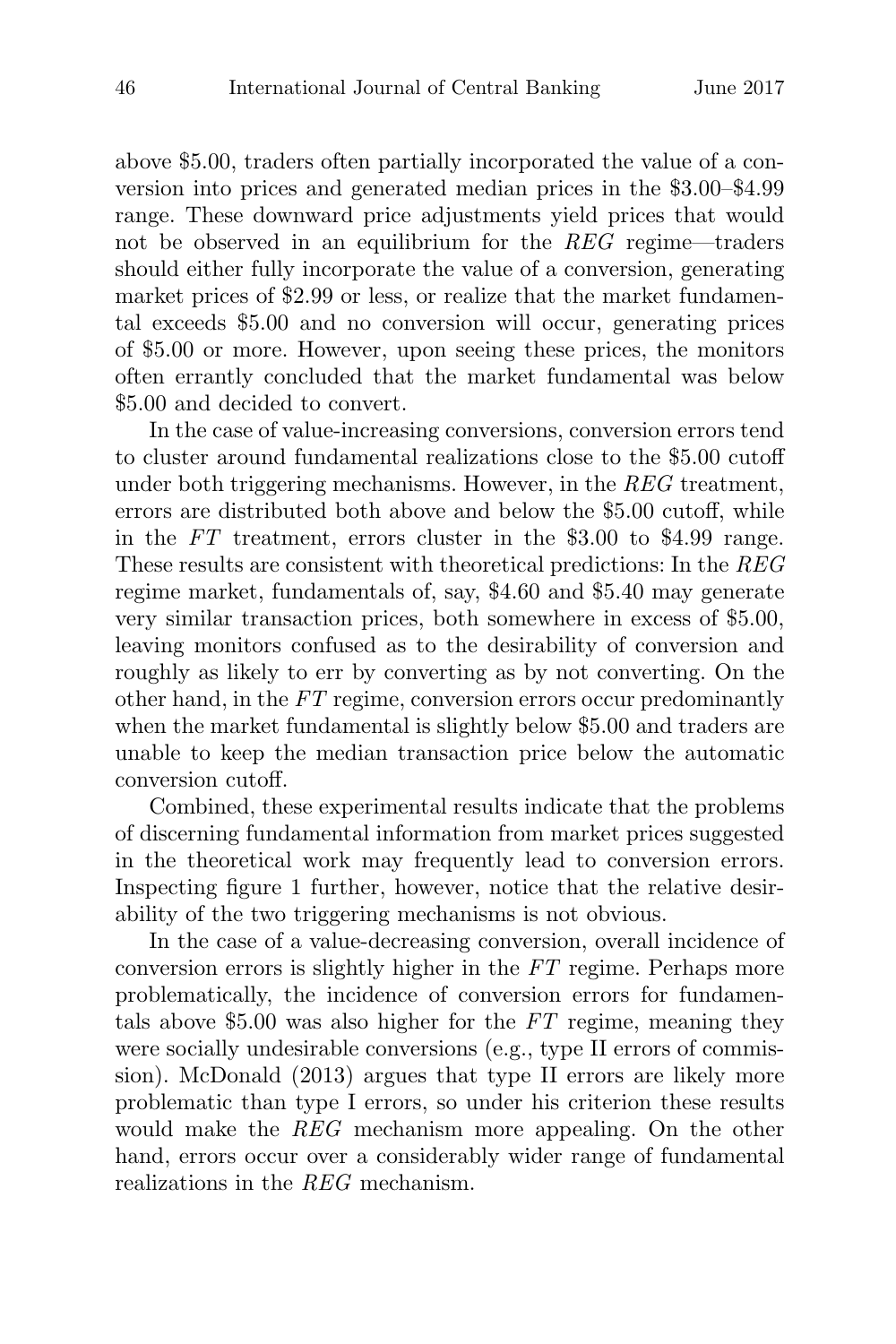above \$5.00, traders often partially incorporated the value of a conversion into prices and generated median prices in the \$3.00–\$4.99 range. These downward price adjustments yield prices that would not be observed in an equilibrium for the *REG* regime—traders should either fully incorporate the value of a conversion, generating market prices of \$2.99 or less, or realize that the market fundamental exceeds \$5.00 and no conversion will occur, generating prices of \$5.00 or more. However, upon seeing these prices, the monitors often errantly concluded that the market fundamental was below \$5.00 and decided to convert.

In the case of value-increasing conversions, conversion errors tend to cluster around fundamental realizations close to the \$5.00 cutoff under both triggering mechanisms. However, in the *REG* treatment, errors are distributed both above and below the \$5.00 cutoff, while in the *FT* treatment, errors cluster in the \$3.00 to \$4.99 range. These results are consistent with theoretical predictions: In the *REG* regime market, fundamentals of, say, \$4.60 and \$5.40 may generate very similar transaction prices, both somewhere in excess of \$5.00, leaving monitors confused as to the desirability of conversion and roughly as likely to err by converting as by not converting. On the other hand, in the *FT* regime, conversion errors occur predominantly when the market fundamental is slightly below \$5.00 and traders are unable to keep the median transaction price below the automatic conversion cutoff.

Combined, these experimental results indicate that the problems of discerning fundamental information from market prices suggested in the theoretical work may frequently lead to conversion errors. Inspecting figure 1 further, however, notice that the relative desirability of the two triggering mechanisms is not obvious.

In the case of a value-decreasing conversion, overall incidence of conversion errors is slightly higher in the *FT* regime. Perhaps more problematically, the incidence of conversion errors for fundamentals above \$5.00 was also higher for the *FT* regime, meaning they were socially undesirable conversions (e.g., type II errors of commission). McDonald (2013) argues that type II errors are likely more problematic than type I errors, so under his criterion these results would make the *REG* mechanism more appealing. On the other hand, errors occur over a considerably wider range of fundamental realizations in the *REG* mechanism.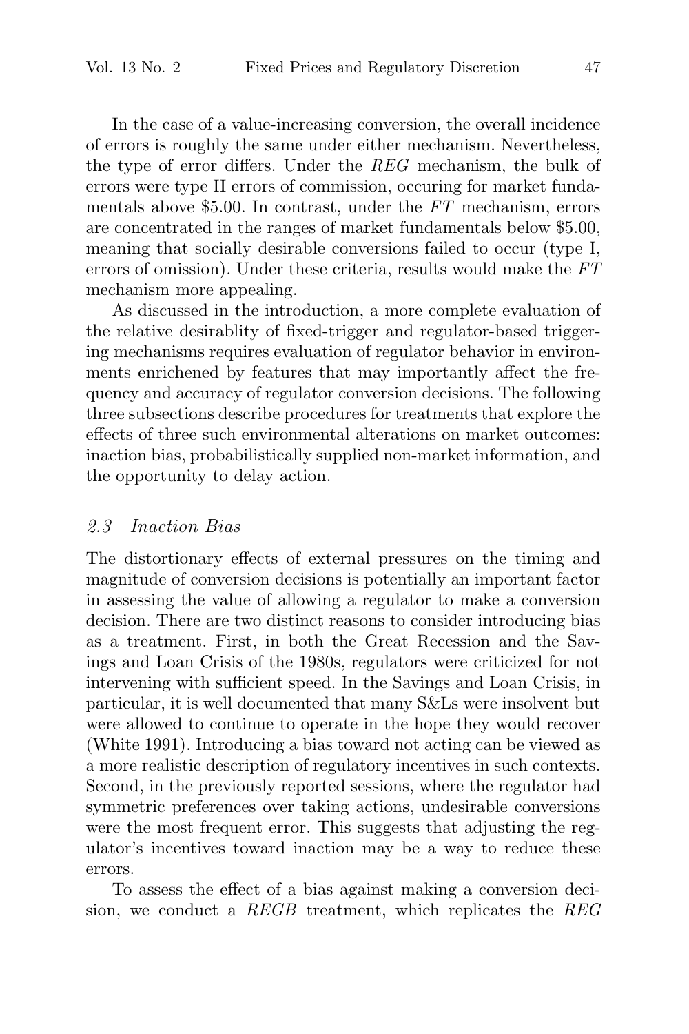In the case of a value-increasing conversion, the overall incidence of errors is roughly the same under either mechanism. Nevertheless, the type of error differs. Under the *REG* mechanism, the bulk of errors were type II errors of commission, occuring for market fundamentals above \$5.00. In contrast, under the *FT* mechanism, errors are concentrated in the ranges of market fundamentals below \$5.00, meaning that socially desirable conversions failed to occur (type I, errors of omission). Under these criteria, results would make the *FT* mechanism more appealing.

As discussed in the introduction, a more complete evaluation of the relative desirablity of fixed-trigger and regulator-based triggering mechanisms requires evaluation of regulator behavior in environments enrichened by features that may importantly affect the frequency and accuracy of regulator conversion decisions. The following three subsections describe procedures for treatments that explore the effects of three such environmental alterations on market outcomes: inaction bias, probabilistically supplied non-market information, and the opportunity to delay action.

### *2.3 Inaction Bias*

The distortionary effects of external pressures on the timing and magnitude of conversion decisions is potentially an important factor in assessing the value of allowing a regulator to make a conversion decision. There are two distinct reasons to consider introducing bias as a treatment. First, in both the Great Recession and the Savings and Loan Crisis of the 1980s, regulators were criticized for not intervening with sufficient speed. In the Savings and Loan Crisis, in particular, it is well documented that many S&Ls were insolvent but were allowed to continue to operate in the hope they would recover (White 1991). Introducing a bias toward not acting can be viewed as a more realistic description of regulatory incentives in such contexts. Second, in the previously reported sessions, where the regulator had symmetric preferences over taking actions, undesirable conversions were the most frequent error. This suggests that adjusting the regulator's incentives toward inaction may be a way to reduce these errors.

To assess the effect of a bias against making a conversion decision, we conduct a *REGB* treatment, which replicates the *REG*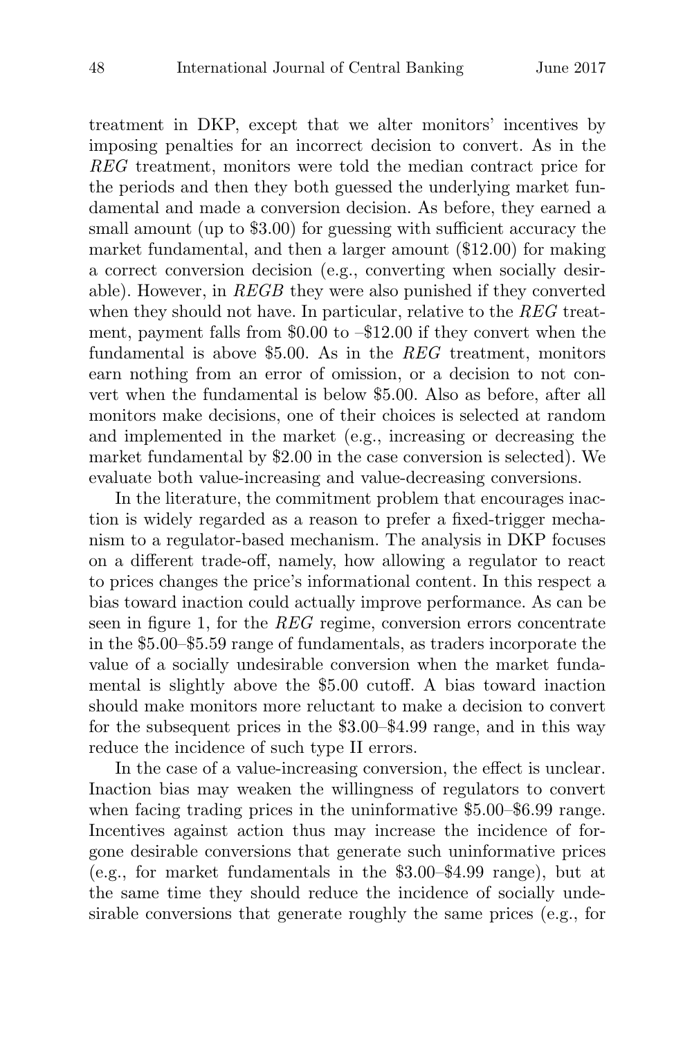treatment in DKP, except that we alter monitors' incentives by imposing penalties for an incorrect decision to convert. As in the *REG* treatment, monitors were told the median contract price for the periods and then they both guessed the underlying market fundamental and made a conversion decision. As before, they earned a small amount (up to \$3.00) for guessing with sufficient accuracy the market fundamental, and then a larger amount (\$12.00) for making a correct conversion decision (e.g., converting when socially desirable). However, in *REGB* they were also punished if they converted when they should not have. In particular, relative to the *REG* treatment, payment falls from \$0.00 to –\$12.00 if they convert when the fundamental is above \$5.00. As in the *REG* treatment, monitors earn nothing from an error of omission, or a decision to not convert when the fundamental is below \$5.00. Also as before, after all monitors make decisions, one of their choices is selected at random and implemented in the market (e.g., increasing or decreasing the market fundamental by \$2.00 in the case conversion is selected). We evaluate both value-increasing and value-decreasing conversions.

In the literature, the commitment problem that encourages inaction is widely regarded as a reason to prefer a fixed-trigger mechanism to a regulator-based mechanism. The analysis in DKP focuses on a different trade-off, namely, how allowing a regulator to react to prices changes the price's informational content. In this respect a bias toward inaction could actually improve performance. As can be seen in figure 1, for the *REG* regime, conversion errors concentrate in the \$5.00–\$5.59 range of fundamentals, as traders incorporate the value of a socially undesirable conversion when the market fundamental is slightly above the \$5.00 cutoff. A bias toward inaction should make monitors more reluctant to make a decision to convert for the subsequent prices in the \$3.00–\$4.99 range, and in this way reduce the incidence of such type II errors.

In the case of a value-increasing conversion, the effect is unclear. Inaction bias may weaken the willingness of regulators to convert when facing trading prices in the uninformative \$5.00–\$6.99 range. Incentives against action thus may increase the incidence of forgone desirable conversions that generate such uninformative prices (e.g., for market fundamentals in the \$3.00–\$4.99 range), but at the same time they should reduce the incidence of socially undesirable conversions that generate roughly the same prices (e.g., for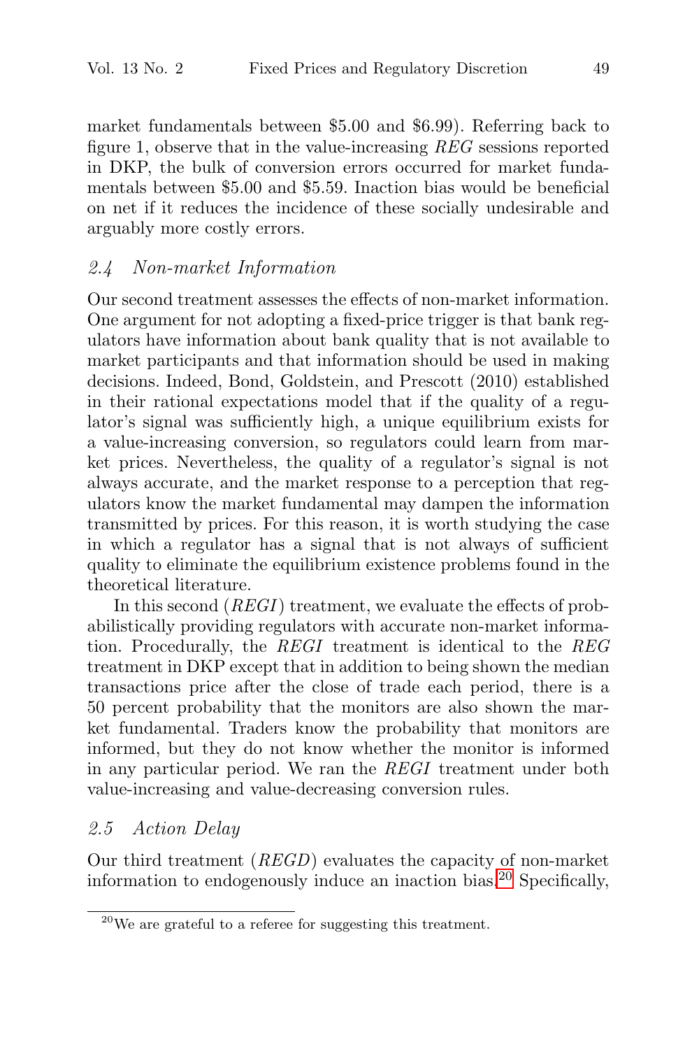market fundamentals between \$5.00 and \$6.99). Referring back to figure 1, observe that in the value-increasing *REG* sessions reported in DKP, the bulk of conversion errors occurred for market fundamentals between \$5.00 and \$5.59. Inaction bias would be beneficial on net if it reduces the incidence of these socially undesirable and arguably more costly errors.

### *2.4 Non-market Information*

Our second treatment assesses the effects of non-market information. One argument for not adopting a fixed-price trigger is that bank regulators have information about bank quality that is not available to market participants and that information should be used in making decisions. Indeed, Bond, Goldstein, and Prescott (2010) established in their rational expectations model that if the quality of a regulator's signal was sufficiently high, a unique equilibrium exists for a value-increasing conversion, so regulators could learn from market prices. Nevertheless, the quality of a regulator's signal is not always accurate, and the market response to a perception that regulators know the market fundamental may dampen the information transmitted by prices. For this reason, it is worth studying the case in which a regulator has a signal that is not always of sufficient quality to eliminate the equilibrium existence problems found in the theoretical literature.

In this second (*REGI*) treatment, we evaluate the effects of probabilistically providing regulators with accurate non-market information. Procedurally, the *REGI* treatment is identical to the *REG* treatment in DKP except that in addition to being shown the median transactions price after the close of trade each period, there is a 50 percent probability that the monitors are also shown the market fundamental. Traders know the probability that monitors are informed, but they do not know whether the monitor is informed in any particular period. We ran the *REGI* treatment under both value-increasing and value-decreasing conversion rules.

### *2.5 Action Delay*

Our third treatment (*REGD*) evaluates the capacity of non-market information to endogenously induce an inaction bias.[20] Specifically,

[20] We are grateful to a referee for suggesting this treatment.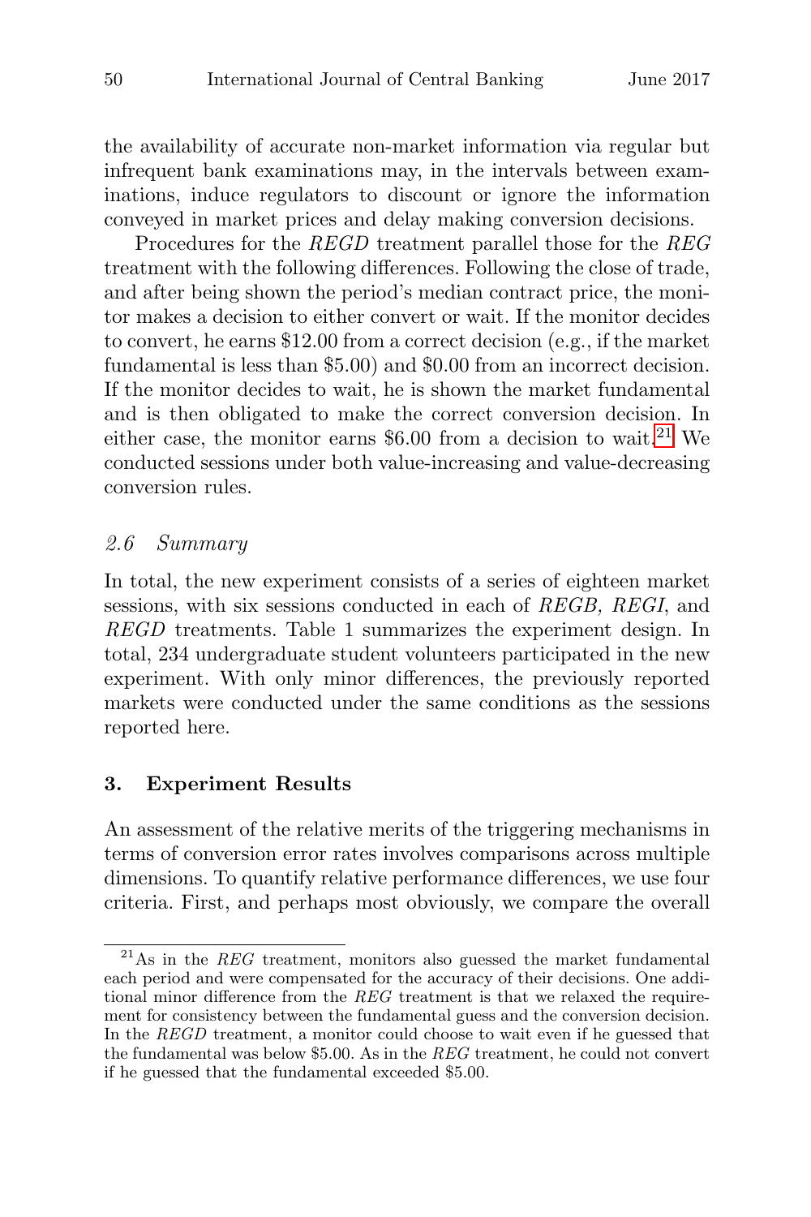the availability of accurate non-market information via regular but infrequent bank examinations may, in the intervals between examinations, induce regulators to discount or ignore the information conveyed in market prices and delay making conversion decisions.

Procedures for the *REGD* treatment parallel those for the *REG* treatment with the following differences. Following the close of trade, and after being shown the period's median contract price, the monitor makes a decision to either convert or wait. If the monitor decides to convert, he earns $12.00 from a correct decision (e.g., if the market fundamental is less than $5.00) and $0.00 from an incorrect decision. If the monitor decides to wait, he is shown the market fundamental and is then obligated to make the correct conversion decision. In either case, the monitor earns $6.00 from a decision to wait.[21] We conducted sessions under both value-increasing and value-decreasing conversion rules.

### 2.6 Summary

In total, the new experiment consists of a series of eighteen market sessions, with six sessions conducted in each of *REGB, REGI*, and *REGD* treatments. Table 1 summarizes the experiment design. In total, 234 undergraduate student volunteers participated in the new experiment. With only minor differences, the previously reported markets were conducted under the same conditions as the sessions reported here.

## 3. Experiment Results

An assessment of the relative merits of the triggering mechanisms in terms of conversion error rates involves comparisons across multiple dimensions. To quantify relative performance differences, we use four criteria. First, and perhaps most obviously, we compare the overall

[21] As in the *REG* treatment, monitors also guessed the market fundamental each period and were compensated for the accuracy of their decisions. One additional minor difference from the *REG* treatment is that we relaxed the requirement for consistency between the fundamental guess and the conversion decision. In the *REGD* treatment, a monitor could choose to wait even if he guessed that the fundamental was below $5.00. As in the *REG* treatment, he could not convert if he guessed that the fundamental exceeded $5.00.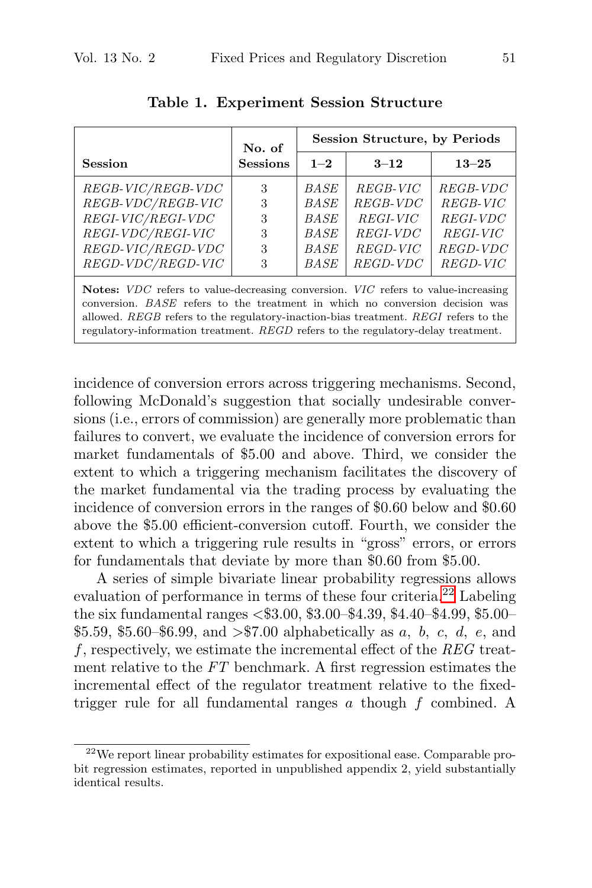**Table 1. Experiment Session Structure**

| Session | No. of Sessions | Session Structure, by Periods | | |
|---|---|---|---|---|
| | | 1–2 | 3–12 | 13–25 |
| *REGB-VIC/REGB-VDC* | 3 | *BASE* | *REGB-VIC* | *REGB-VDC* |
| *REGB-VDC/REGB-VIC* | 3 | *BASE* | *REGB-VDC* | *REGB-VIC* |
| *REGI-VIC/REGI-VDC* | 3 | *BASE* | *REGI-VIC* | *REGI-VDC* |
| *REGI-VDC/REGI-VIC* | 3 | *BASE* | *REGI-VDC* | *REGI-VIC* |
| *REGD-VIC/REGD-VDC* | 3 | *BASE* | *REGD-VIC* | *REGD-VDC* |
| *REGD-VDC/REGD-VIC* | 3 | *BASE* | *REGD-VDC* | *REGD-VIC* |

**Notes:** *VDC* refers to value-decreasing conversion. *VIC* refers to value-increasing conversion. *BASE* refers to the treatment in which no conversion decision was allowed. *REGB* refers to the regulatory-inaction-bias treatment. *REGI* refers to the regulatory-information treatment. *REGD* refers to the regulatory-delay treatment.

incidence of conversion errors across triggering mechanisms. Second, following McDonald's suggestion that socially undesirable conversions (i.e., errors of commission) are generally more problematic than failures to convert, we evaluate the incidence of conversion errors for market fundamentals of \$5.00 and above. Third, we consider the extent to which a triggering mechanism facilitates the discovery of the market fundamental via the trading process by evaluating the incidence of conversion errors in the ranges of \$0.60 below and \$0.60 above the \$5.00 efficient-conversion cutoff. Fourth, we consider the extent to which a triggering rule results in "gross" errors, or errors for fundamentals that deviate by more than \$0.60 from \$5.00.

A series of simple bivariate linear probability regressions allows evaluation of performance in terms of these four criteria.[22] Labeling the six fundamental ranges <\$3.00, \$3.00–\$4.39, \$4.40–\$4.99, \$5.00–\$5.59, \$5.60–\$6.99, and >\$7.00 alphabetically as $a$, $b$, $c$, $d$, $e$, and $f$, respectively, we estimate the incremental effect of the *REG* treatment relative to the *FT* benchmark. A first regression estimates the incremental effect of the regulator treatment relative to the fixed-trigger rule for all fundamental ranges $a$ though $f$ combined. A

[22] We report linear probability estimates for expositional ease. Comparable probit regression estimates, reported in unpublished appendix 2, yield substantially identical results.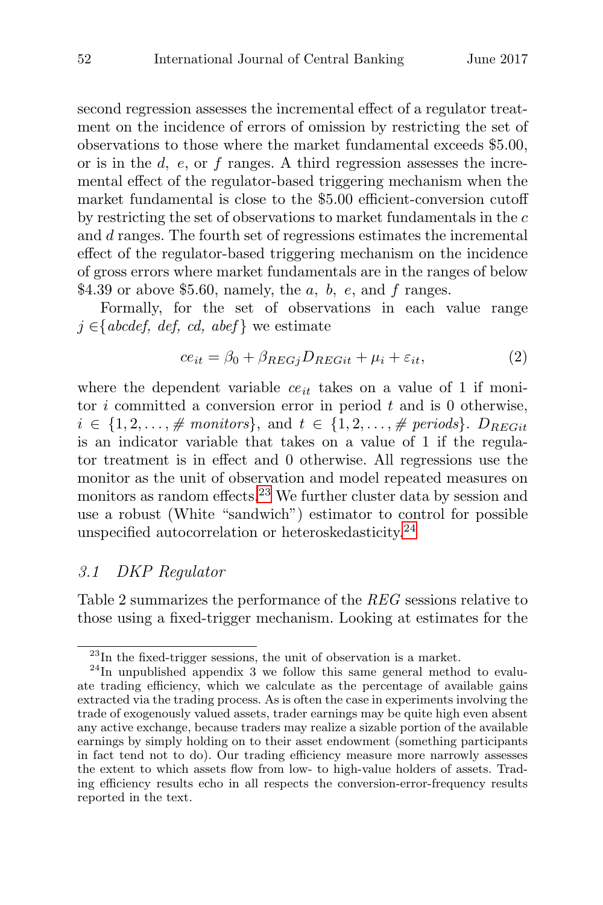second regression assesses the incremental effect of a regulator treatment on the incidence of errors of omission by restricting the set of observations to those where the market fundamental exceeds \$5.00, or is in the $d$, $e$, or $f$ ranges. A third regression assesses the incremental effect of the regulator-based triggering mechanism when the market fundamental is close to the \$5.00 efficient-conversion cutoff by restricting the set of observations to market fundamentals in the $c$ and $d$ ranges. The fourth set of regressions estimates the incremental effect of the regulator-based triggering mechanism on the incidence of gross errors where market fundamentals are in the ranges of below \$4.39 or above \$5.60, namely, the $a$, $b$, $e$, and $f$ ranges.

Formally, for the set of observations in each value range $j \in \{abcdef,\ def,\ cd,\ abef\}$ we estimate

$$ce_{it} = \beta_0 + \beta_{REGj} D_{REGit} + \mu_i + \varepsilon_{it}, \tag{2}$$

where the dependent variable $ce_{it}$ takes on a value of 1 if monitor $i$ committed a conversion error in period $t$ and is 0 otherwise, $i \in \{1, 2, \ldots, \#\ monitors\}$, and $t \in \{1, 2, \ldots, \#\ periods\}$. $D_{REGit}$ is an indicator variable that takes on a value of 1 if the regulator treatment is in effect and 0 otherwise. All regressions use the monitor as the unit of observation and model repeated measures on monitors as random effects.[23] We further cluster data by session and use a robust (White "sandwich") estimator to control for possible unspecified autocorrelation or heteroskedasticity.[24]

### 3.1 DKP Regulator

Table 2 summarizes the performance of the *REG* sessions relative to those using a fixed-trigger mechanism. Looking at estimates for the

---

[23] In the fixed-trigger sessions, the unit of observation is a market.

[24] In unpublished appendix 3 we follow this same general method to evaluate trading efficiency, which we calculate as the percentage of available gains extracted via the trading process. As is often the case in experiments involving the trade of exogenously valued assets, trader earnings may be quite high even absent any active exchange, because traders may realize a sizable portion of the available earnings by simply holding on to their asset endowment (something participants in fact tend not to do). Our trading efficiency measure more narrowly assesses the extent to which assets flow from low- to high-value holders of assets. Trading efficiency results echo in all respects the conversion-error-frequency results reported in the text.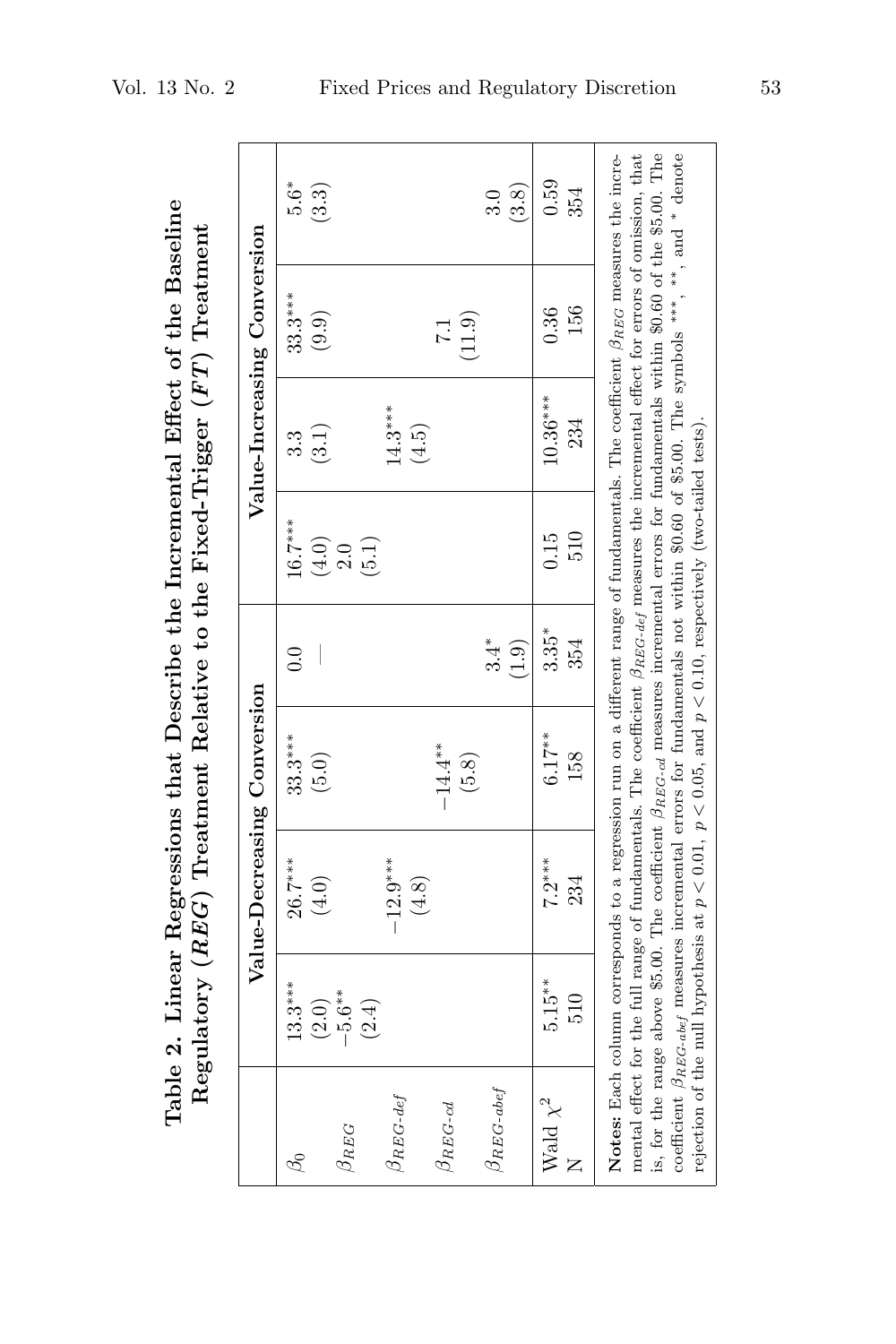**Table 2. Linear Regressions that Describe the Incremental Effect of the Baseline Regulatory (*REG*) Treatment Relative to the Fixed-Trigger (*FT*) Treatment**

| | Value-Decreasing Conversion | | | | Value-Increasing Conversion | | | |
|---|---|---|---|---|---|---|---|---|
| $\beta_0$ | 13.3*** | 26.7*** | 33.3*** | 0.0 | 16.7*** | 3.3 | 33.3*** | 5.6* |
| | (2.0) | (4.0) | (5.0) | — | (4.0) | (3.1) | (9.9) | (3.3) |
| $\beta_{REG}$ | −5.6** | | | | 2.0 | | | |
| | (2.4) | | | | (5.1) | | | |
| $\beta_{REG\text{-}def}$ | | −12.9*** | | | | 14.3*** | | |
| | | (4.8) | | | | (4.5) | | |
| $\beta_{REG\text{-}cd}$ | | | −14.4** | | | | 7.1 | |
| | | | (5.8) | | | | (11.9) | |
| $\beta_{REG\text{-}abef}$ | | | | 3.4* | | | | 3.0 |
| | | | | (1.9) | | | | (3.8) |
| Wald $\chi^2$ | 5.15** | 7.2*** | 6.17** | 3.35* | 0.15 | 10.36*** | 0.36 | 0.59 |
| N | 510 | 234 | 158 | 354 | 510 | 234 | 156 | 354 |

**Notes:** Each column corresponds to a regression run on a different range of fundamentals. The coefficient $\beta_{REG}$ measures the incremental effect for the full range of fundamentals. The coefficient $\beta_{REG\text{-}def}$ measures the incremental effect for errors of omission, that is, for the range above \$5.00. The coefficient $\beta_{REG\text{-}cd}$ measures incremental errors for fundamentals within \$0.60 of the \$5.00. The coefficient $\beta_{REG\text{-}abef}$ measures incremental errors for fundamentals not within \$0.60 of \$5.00. The symbols ***, **, and * denote rejection of the null hypothesis at $p < 0.01$, $p < 0.05$, and $p < 0.10$, respectively (two-tailed tests).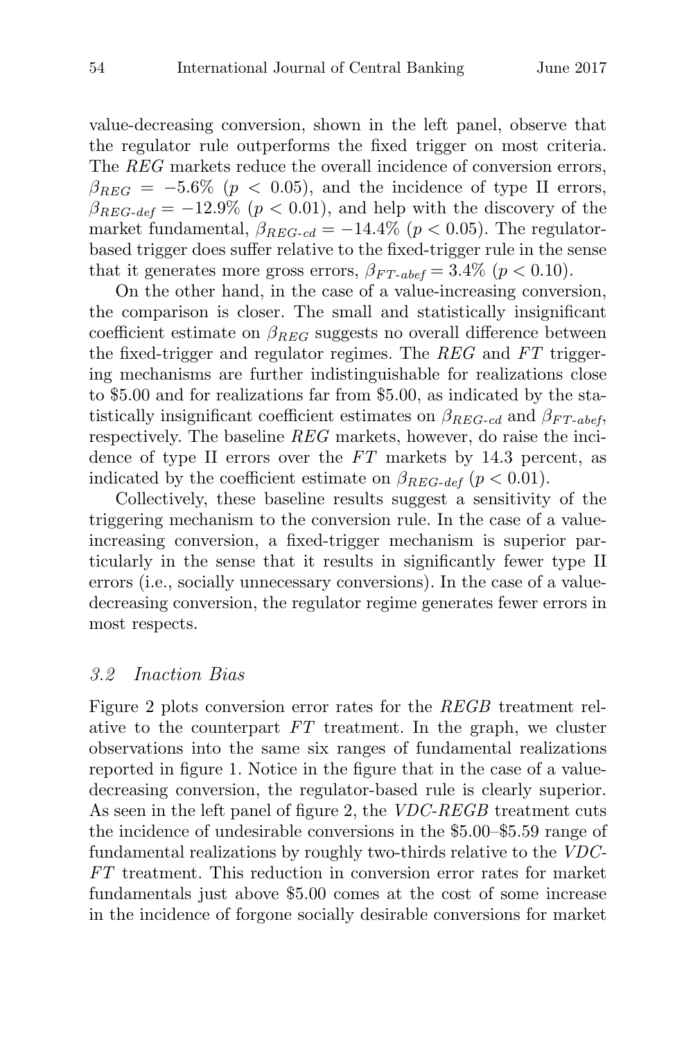value-decreasing conversion, shown in the left panel, observe that the regulator rule outperforms the fixed trigger on most criteria. The *REG* markets reduce the overall incidence of conversion errors, $\beta_{REG} = -5.6\%$ ($p < 0.05$), and the incidence of type II errors, $\beta_{REG\text{-}def} = -12.9\%$ ($p < 0.01$), and help with the discovery of the market fundamental, $\beta_{REG\text{-}cd} = -14.4\%$ ($p < 0.05$). The regulator-based trigger does suffer relative to the fixed-trigger rule in the sense that it generates more gross errors, $\beta_{FT\text{-}abef} = 3.4\%$ ($p < 0.10$).

On the other hand, in the case of a value-increasing conversion, the comparison is closer. The small and statistically insignificant coefficient estimate on $\beta_{REG}$ suggests no overall difference between the fixed-trigger and regulator regimes. The *REG* and *FT* triggering mechanisms are further indistinguishable for realizations close to \$5.00 and for realizations far from \$5.00, as indicated by the statistically insignificant coefficient estimates on $\beta_{REG\text{-}cd}$ and $\beta_{FT\text{-}abef}$, respectively. The baseline *REG* markets, however, do raise the incidence of type II errors over the *FT* markets by 14.3 percent, as indicated by the coefficient estimate on $\beta_{REG\text{-}def}$ ($p < 0.01$).

Collectively, these baseline results suggest a sensitivity of the triggering mechanism to the conversion rule. In the case of a value-increasing conversion, a fixed-trigger mechanism is superior particularly in the sense that it results in significantly fewer type II errors (i.e., socially unnecessary conversions). In the case of a value-decreasing conversion, the regulator regime generates fewer errors in most respects.

### *3.2 Inaction Bias*

Figure 2 plots conversion error rates for the *REGB* treatment relative to the counterpart *FT* treatment. In the graph, we cluster observations into the same six ranges of fundamental realizations reported in figure 1. Notice in the figure that in the case of a value-decreasing conversion, the regulator-based rule is clearly superior. As seen in the left panel of figure 2, the *VDC-REGB* treatment cuts the incidence of undesirable conversions in the \$5.00–\$5.59 range of fundamental realizations by roughly two-thirds relative to the *VDC-FT* treatment. This reduction in conversion error rates for market fundamentals just above \$5.00 comes at the cost of some increase in the incidence of forgone socially desirable conversions for market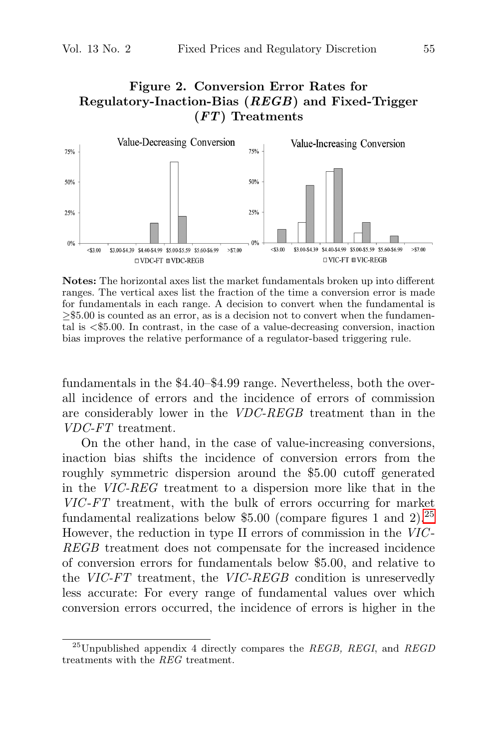**Figure 2. Conversion Error Rates for Regulatory-Inaction-Bias (*REGB*) and Fixed-Trigger (*FT*) Treatments**

**Notes:** The horizontal axes list the market fundamentals broken up into different ranges. The vertical axes list the fraction of the time a conversion error is made for fundamentals in each range. A decision to convert when the fundamental is ≥\$5.00 is counted as an error, as is a decision not to convert when the fundamental is <\$5.00. In contrast, in the case of a value-decreasing conversion, inaction bias improves the relative performance of a regulator-based triggering rule.

fundamentals in the \$4.40–\$4.99 range. Nevertheless, both the overall incidence of errors and the incidence of errors of commission are considerably lower in the *VDC-REGB* treatment than in the *VDC-FT* treatment.

On the other hand, in the case of value-increasing conversions, inaction bias shifts the incidence of conversion errors from the roughly symmetric dispersion around the \$5.00 cutoff generated in the *VIC-REG* treatment to a dispersion more like that in the *VIC-FT* treatment, with the bulk of errors occurring for market fundamental realizations below \$5.00 (compare figures 1 and 2).[25] However, the reduction in type II errors of commission in the *VIC-REGB* treatment does not compensate for the increased incidence of conversion errors for fundamentals below \$5.00, and relative to the *VIC-FT* treatment, the *VIC-REGB* condition is unreservedly less accurate: For every range of fundamental values over which conversion errors occurred, the incidence of errors is higher in the

[25] Unpublished appendix 4 directly compares the *REGB*, *REGI*, and *REGD* treatments with the *REG* treatment.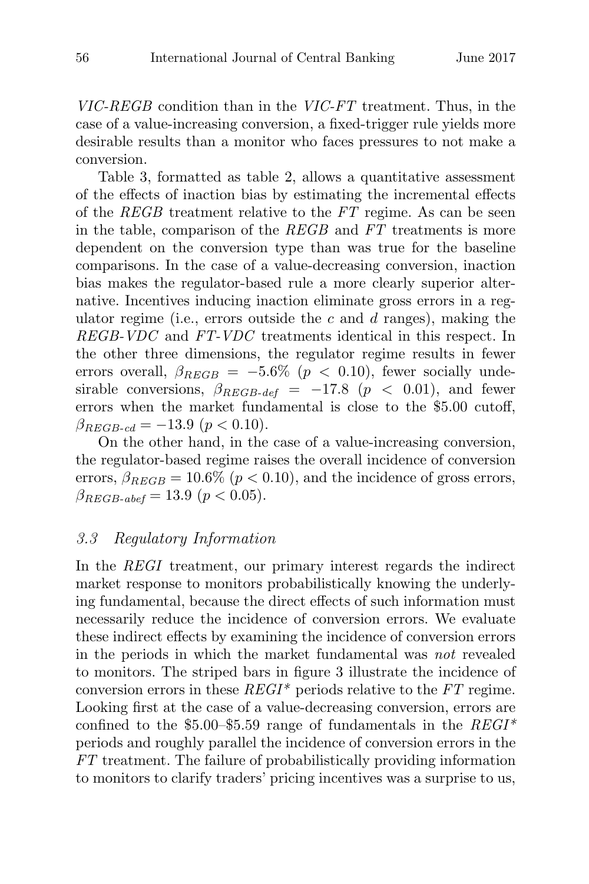*VIC-REGB* condition than in the *VIC-FT* treatment. Thus, in the case of a value-increasing conversion, a fixed-trigger rule yields more desirable results than a monitor who faces pressures to not make a conversion.

Table 3, formatted as table 2, allows a quantitative assessment of the effects of inaction bias by estimating the incremental effects of the *REGB* treatment relative to the *FT* regime. As can be seen in the table, comparison of the *REGB* and *FT* treatments is more dependent on the conversion type than was true for the baseline comparisons. In the case of a value-decreasing conversion, inaction bias makes the regulator-based rule a more clearly superior alternative. Incentives inducing inaction eliminate gross errors in a regulator regime (i.e., errors outside the $c$ and $d$ ranges), making the *REGB-VDC* and *FT-VDC* treatments identical in this respect. In the other three dimensions, the regulator regime results in fewer errors overall, $\beta_{REGB} = -5.6\%$ ($p < 0.10$), fewer socially undesirable conversions, $\beta_{REGB\text{-}def} = -17.8$ ($p < 0.01$), and fewer errors when the market fundamental is close to the \$5.00 cutoff, $\beta_{REGB\text{-}cd} = -13.9$ ($p < 0.10$).

On the other hand, in the case of a value-increasing conversion, the regulator-based regime raises the overall incidence of conversion errors, $\beta_{REGB} = 10.6\%$ ($p < 0.10$), and the incidence of gross errors, $\beta_{REGB\text{-}abef} = 13.9$ ($p < 0.05$).

### 3.3 Regulatory Information

In the *REGI* treatment, our primary interest regards the indirect market response to monitors probabilistically knowing the underlying fundamental, because the direct effects of such information must necessarily reduce the incidence of conversion errors. We evaluate these indirect effects by examining the incidence of conversion errors in the periods in which the market fundamental was *not* revealed to monitors. The striped bars in figure 3 illustrate the incidence of conversion errors in these *REGI\** periods relative to the *FT* regime. Looking first at the case of a value-decreasing conversion, errors are confined to the \$5.00–\$5.59 range of fundamentals in the *REGI\** periods and roughly parallel the incidence of conversion errors in the *FT* treatment. The failure of probabilistically providing information to monitors to clarify traders' pricing incentives was a surprise to us,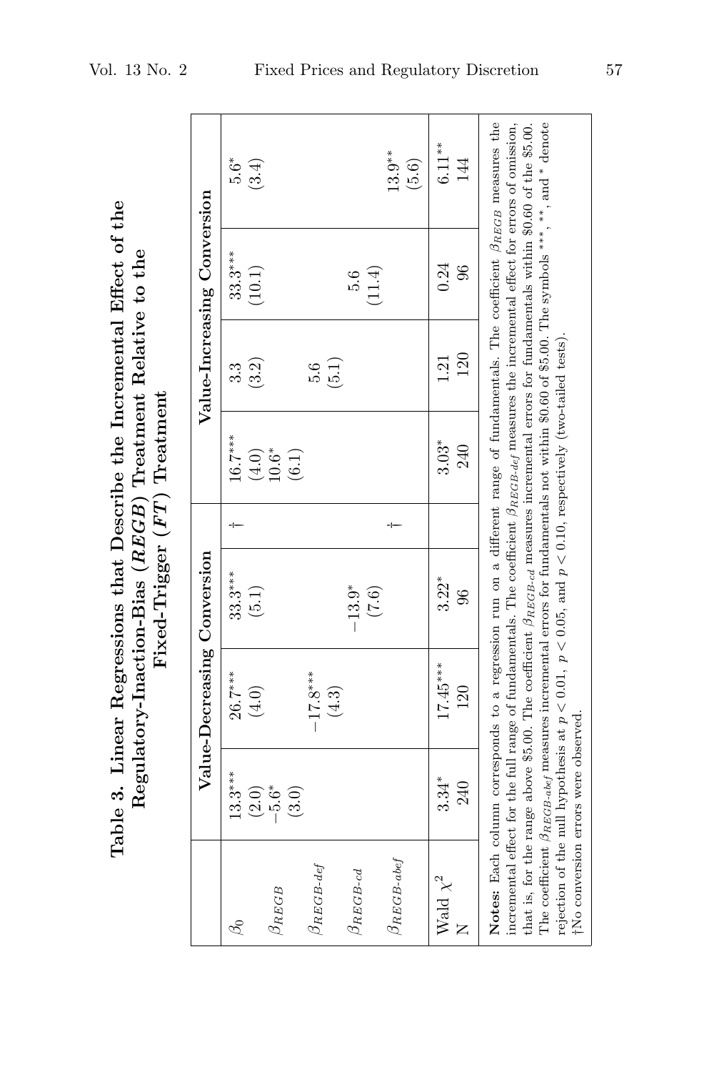**Table 3. Linear Regressions that Describe the Incremental Effect of the Regulatory-Inaction-Bias (*REGB*) Treatment Relative to the Fixed-Trigger (*FT*) Treatment**

| | Value-Decreasing Conversion | | | | Value-Increasing Conversion | | | |
|---|---|---|---|---|---|---|---|---|
| $\beta_0$ | 13.3*** | 26.7*** | 33.3*** | † | 16.7*** | 3.3 | 33.3*** | 5.6* |
| | (2.0) | (4.0) | (5.1) | | (4.0) | (3.2) | (10.1) | (3.4) |
| $\beta_{REGB}$ | −5.6* | | | | 10.6* | | | |
| | (3.0) | | | | (6.1) | | | |
| $\beta_{REGB\text{-}def}$ | | −17.8*** | | | | 5.6 | | |
| | | (4.3) | | | | (5.1) | | |
| $\beta_{REGB\text{-}cd}$ | | | −13.9* | | | | 5.6 | |
| | | | (7.6) | | | | (11.4) | |
| $\beta_{REGB\text{-}abef}$ | | | | † | | | | 13.9** |
| | | | | | | | | (5.6) |
| Wald $\chi^2$ | 3.34* | 17.45*** | 3.22* | | 3.03* | 1.21 | 0.24 | 6.11** |
| N | 240 | 120 | 96 | | 240 | 120 | 96 | 144 |

**Notes:** Each column corresponds to a regression run on a different range of fundamentals. The coefficient $\beta_{REGB}$ measures the incremental effect for the full range of fundamentals. The coefficient $\beta_{REGB\text{-}def}$ measures the incremental effect for errors of omission, that is, for the range above \$5.00. The coefficient $\beta_{REGB\text{-}cd}$ measures incremental errors for fundamentals within \$0.60 of the \$5.00. The coefficient $\beta_{REGB\text{-}abef}$ measures incremental errors for fundamentals not within \$0.60 of \$5.00. The symbols ***, **, and * denote rejection of the null hypothesis at $p < 0.01$, $p < 0.05$, and $p < 0.10$, respectively (two-tailed tests).
†No conversion errors were observed.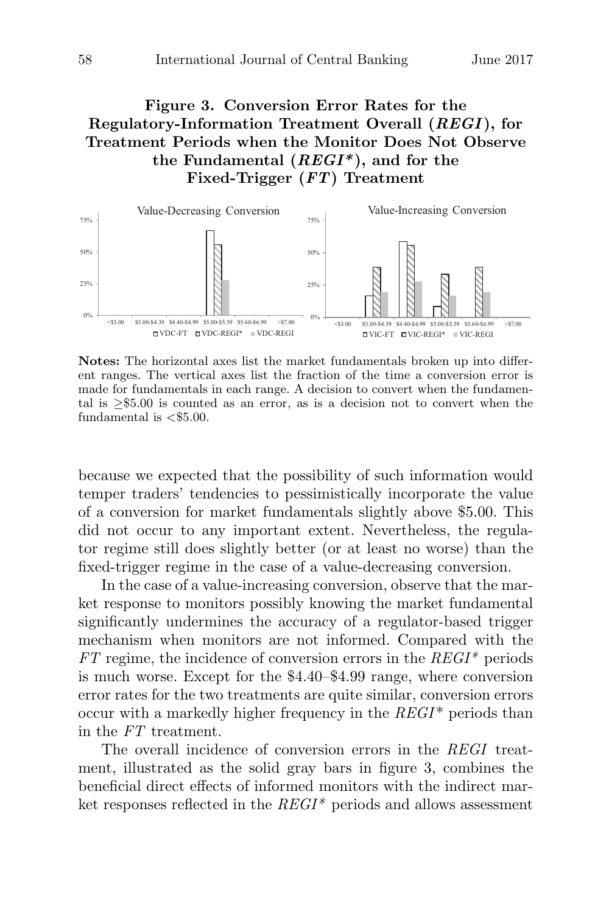**Figure 3. Conversion Error Rates for the Regulatory-Information Treatment Overall (*REGI*), for Treatment Periods when the Monitor Does Not Observe the Fundamental (*REGI\**), and for the Fixed-Trigger (*FT*) Treatment**

**Notes:** The horizontal axes list the market fundamentals broken up into different ranges. The vertical axes list the fraction of the time a conversion error is made for fundamentals in each range. A decision to convert when the fundamental is $\geq$\$5.00 is counted as an error, as is a decision not to convert when the fundamental is <\$5.00.

because we expected that the possibility of such information would temper traders' tendencies to pessimistically incorporate the value of a conversion for market fundamentals slightly above \$5.00. This did not occur to any important extent. Nevertheless, the regulator regime still does slightly better (or at least no worse) than the fixed-trigger regime in the case of a value-decreasing conversion.

In the case of a value-increasing conversion, observe that the market response to monitors possibly knowing the market fundamental significantly undermines the accuracy of a regulator-based trigger mechanism when monitors are not informed. Compared with the *FT* regime, the incidence of conversion errors in the *REGI\** periods is much worse. Except for the \$4.40–\$4.99 range, where conversion error rates for the two treatments are quite similar, conversion errors occur with a markedly higher frequency in the *REGI\** periods than in the *FT* treatment.

The overall incidence of conversion errors in the *REGI* treatment, illustrated as the solid gray bars in figure 3, combines the beneficial direct effects of informed monitors with the indirect market responses reflected in the *REGI\** periods and allows assessment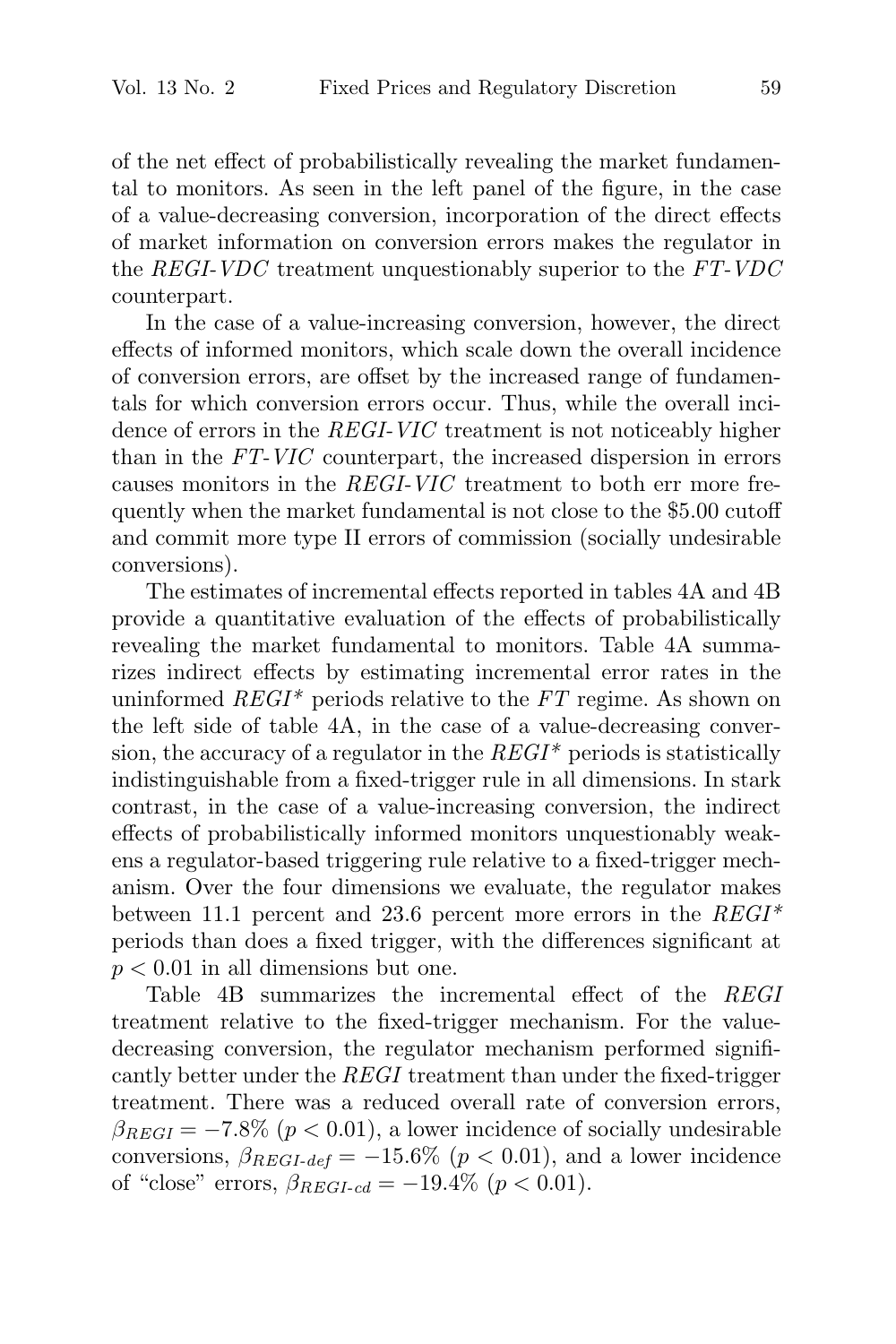of the net effect of probabilistically revealing the market fundamental to monitors. As seen in the left panel of the figure, in the case of a value-decreasing conversion, incorporation of the direct effects of market information on conversion errors makes the regulator in the *REGI-VDC* treatment unquestionably superior to the *FT-VDC* counterpart.

In the case of a value-increasing conversion, however, the direct effects of informed monitors, which scale down the overall incidence of conversion errors, are offset by the increased range of fundamentals for which conversion errors occur. Thus, while the overall incidence of errors in the *REGI-VIC* treatment is not noticeably higher than in the *FT-VIC* counterpart, the increased dispersion in errors causes monitors in the *REGI-VIC* treatment to both err more frequently when the market fundamental is not close to the \$5.00 cutoff and commit more type II errors of commission (socially undesirable conversions).

The estimates of incremental effects reported in tables 4A and 4B provide a quantitative evaluation of the effects of probabilistically revealing the market fundamental to monitors. Table 4A summarizes indirect effects by estimating incremental error rates in the uninformed *REGI** periods relative to the *FT* regime. As shown on the left side of table 4A, in the case of a value-decreasing conversion, the accuracy of a regulator in the *REGI** periods is statistically indistinguishable from a fixed-trigger rule in all dimensions. In stark contrast, in the case of a value-increasing conversion, the indirect effects of probabilistically informed monitors unquestionably weakens a regulator-based triggering rule relative to a fixed-trigger mechanism. Over the four dimensions we evaluate, the regulator makes between 11.1 percent and 23.6 percent more errors in the *REGI** periods than does a fixed trigger, with the differences significant at $p < 0.01$ in all dimensions but one.

Table 4B summarizes the incremental effect of the *REGI* treatment relative to the fixed-trigger mechanism. For the value-decreasing conversion, the regulator mechanism performed significantly better under the *REGI* treatment than under the fixed-trigger treatment. There was a reduced overall rate of conversion errors, $\beta_{REGI} = -7.8\%$ ($p < 0.01$), a lower incidence of socially undesirable conversions, $\beta_{REGI\text{-}def} = -15.6\%$ ($p < 0.01$), and a lower incidence of "close" errors, $\beta_{REGI\text{-}cd} = -19.4\%$ ($p < 0.01$).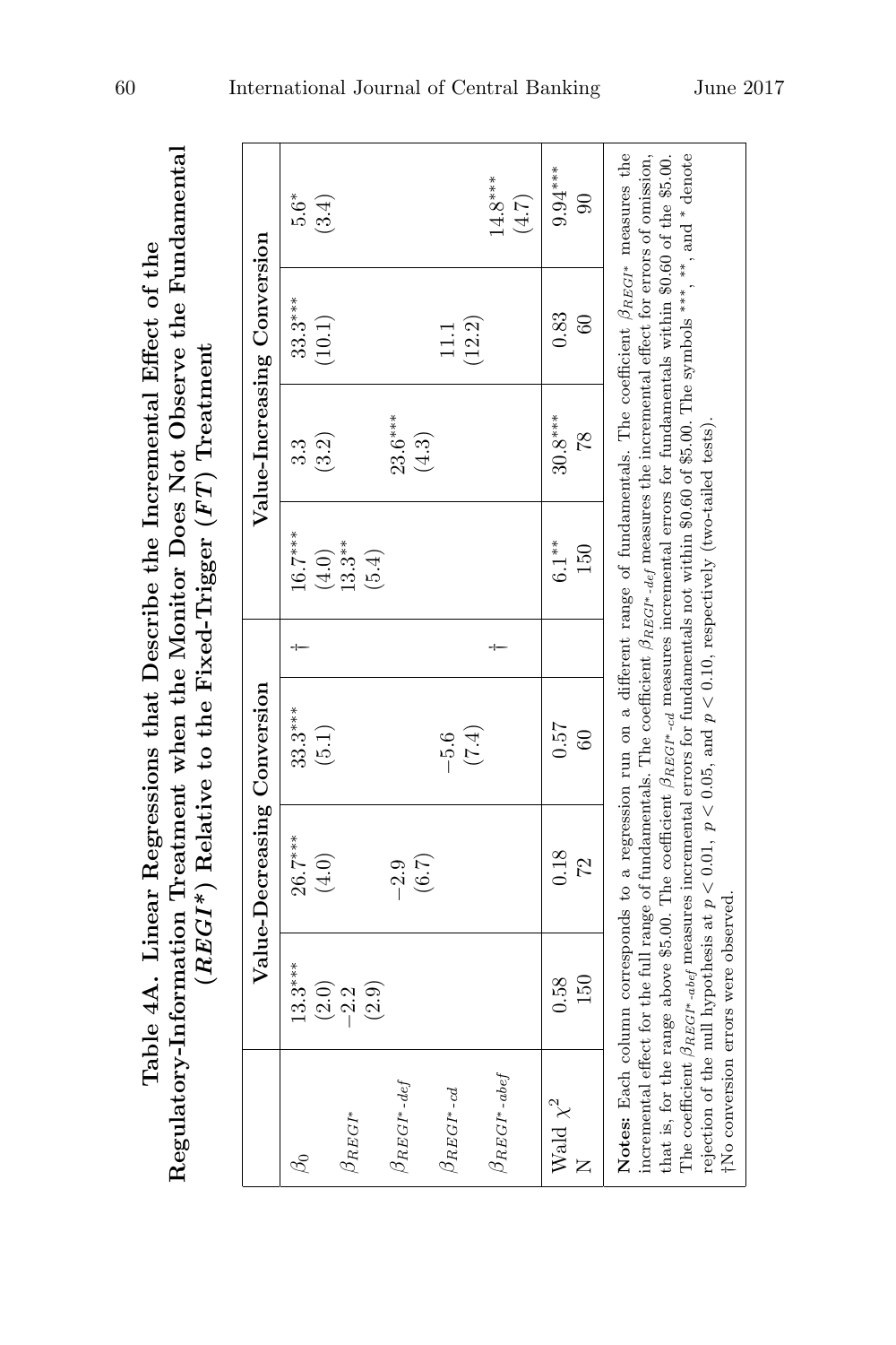# Table 4A. Linear Regressions that Describe the Incremental Effect of the Regulatory-Information Treatment when the Monitor Does Not Observe the Fundamental ($REGI^*$) Relative to the Fixed-Trigger ($FT$) Treatment

| | Value-Decreasing Conversion | | | Value-Increasing Conversion | | | |
|---|---|---|---|---|---|---|---|
| $\beta_0$ | 13.3*** | 26.7*** | 33.3*** | † | 16.7*** | 3.3 | 33.3*** | 5.6* |
| | (2.0) | (4.0) | (5.1) | | (4.0) | (3.2) | (10.1) | (3.4) |
| $\beta_{REGI^*}$ | −2.2 | | | | 13.3** | | | |
| | (2.9) | | | | (5.4) | | | |
| $\beta_{REGI^*\text{-}def}$ | | −2.9 | | | | 23.6*** | | |
| | | (6.7) | | | | (4.3) | | |
| $\beta_{REGI^*\text{-}cd}$ | | | −5.6 | | | | 11.1 | |
| | | | (7.4) | | | | (12.2) | |
| $\beta_{REGI^*\text{-}abef}$ | | | | † | | | | 14.8*** |
| | | | | | | | | (4.7) |
| Wald $\chi^2$ | 0.58 | 0.18 | 0.57 | | 6.1** | 30.8*** | 0.83 | 9.94*** |
| N | 150 | 72 | 60 | | 150 | 78 | 60 | 90 |

**Notes:** Each column corresponds to a regression run on a different range of fundamentals. The coefficient $\beta_{REGI^*}$ measures the incremental effect for the full range of fundamentals. The coefficient $\beta_{REGI^*\text{-}def}$ measures the incremental effect for errors of omission, that is, for the range above \$5.00. The coefficient $\beta_{REGI^*\text{-}cd}$ measures incremental errors for fundamentals within \$0.60 of the \$5.00. The coefficient $\beta_{REGI^*\text{-}abef}$ measures incremental errors for fundamentals not within \$0.60 of \$5.00. The symbols ***, **, and * denote rejection of the null hypothesis at $p < 0.01$, $p < 0.05$, and $p < 0.10$, respectively (two-tailed tests).

†No conversion errors were observed.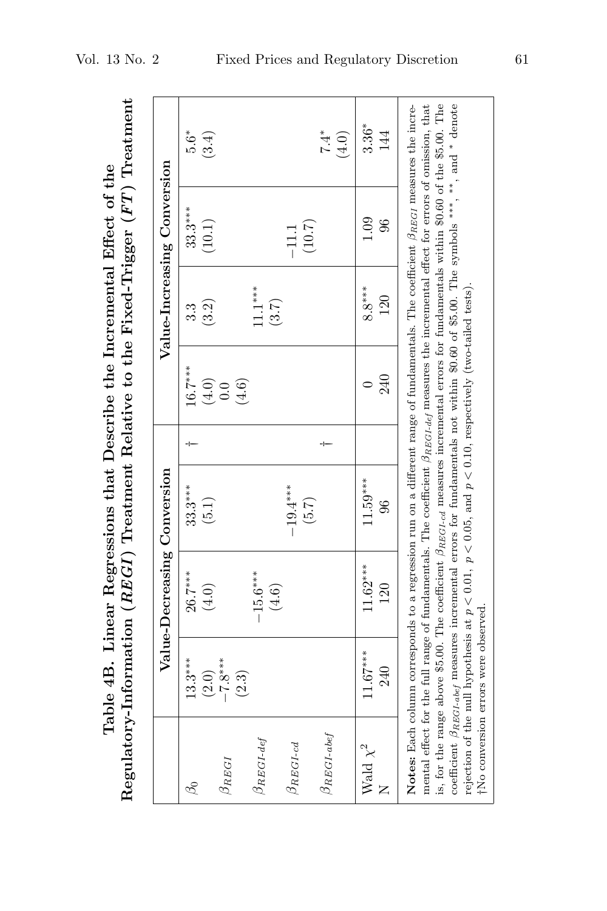**Table 4B. Linear Regressions that Describe the Incremental Effect of the Regulatory-Information (*REGI*) Treatment Relative to the Fixed-Trigger (*FT*) Treatment**

| | Value-Decreasing Conversion | | | | Value-Increasing Conversion | | | |
|---|---|---|---|---|---|---|---|---|
| $\beta_0$ | $13.3^{***}$ | $26.7^{***}$ | $33.3^{***}$ | † | $16.7^{***}$ | $3.3$ | $33.3^{***}$ | $5.6^{*}$ |
| | (2.0) | (4.0) | (5.1) | | (4.0) | (3.2) | (10.1) | (3.4) |
| $\beta_{REGI}$ | $-7.8^{***}$ | | | | 0.0 | | | |
| | (2.3) | | | | (4.6) | | | |
| $\beta_{REGI\text{-}def}$ | | $-15.6^{***}$ | | | | $11.1^{***}$ | | |
| | | (4.6) | | | | (3.7) | | |
| $\beta_{REGI\text{-}cd}$ | | | $-19.4^{***}$ | | | | $-11.1$ | |
| | | | (5.7) | | | | (10.7) | |
| $\beta_{REGI\text{-}abef}$ | | | | † | | | | $7.4^{*}$ |
| | | | | | | | | (4.0) |
| Wald $\chi^2$ | $11.67^{***}$ | $11.62^{***}$ | $11.59^{***}$ | | 0 | $8.8^{***}$ | 1.09 | $3.36^{*}$ |
| N | 240 | 120 | 96 | | 240 | 120 | 96 | 144 |

**Notes:** Each column corresponds to a regression run on a different range of fundamentals. The coefficient $\beta_{REGI}$ measures the incremental effect for the full range of fundamentals. The coefficient $\beta_{REGI\text{-}def}$ measures the incremental effect for errors of omission, that is, for the range above \$5.00. The coefficient $\beta_{REGI\text{-}cd}$ measures incremental errors for fundamentals within \$0.60 of the \$5.00. The coefficient $\beta_{REGI\text{-}abef}$ measures incremental errors for fundamentals not within \$0.60 of \$5.00. The symbols ***, **, and * denote rejection of the null hypothesis at $p < 0.01$, $p < 0.05$, and $p < 0.10$, respectively (two-tailed tests).

†No conversion errors were observed.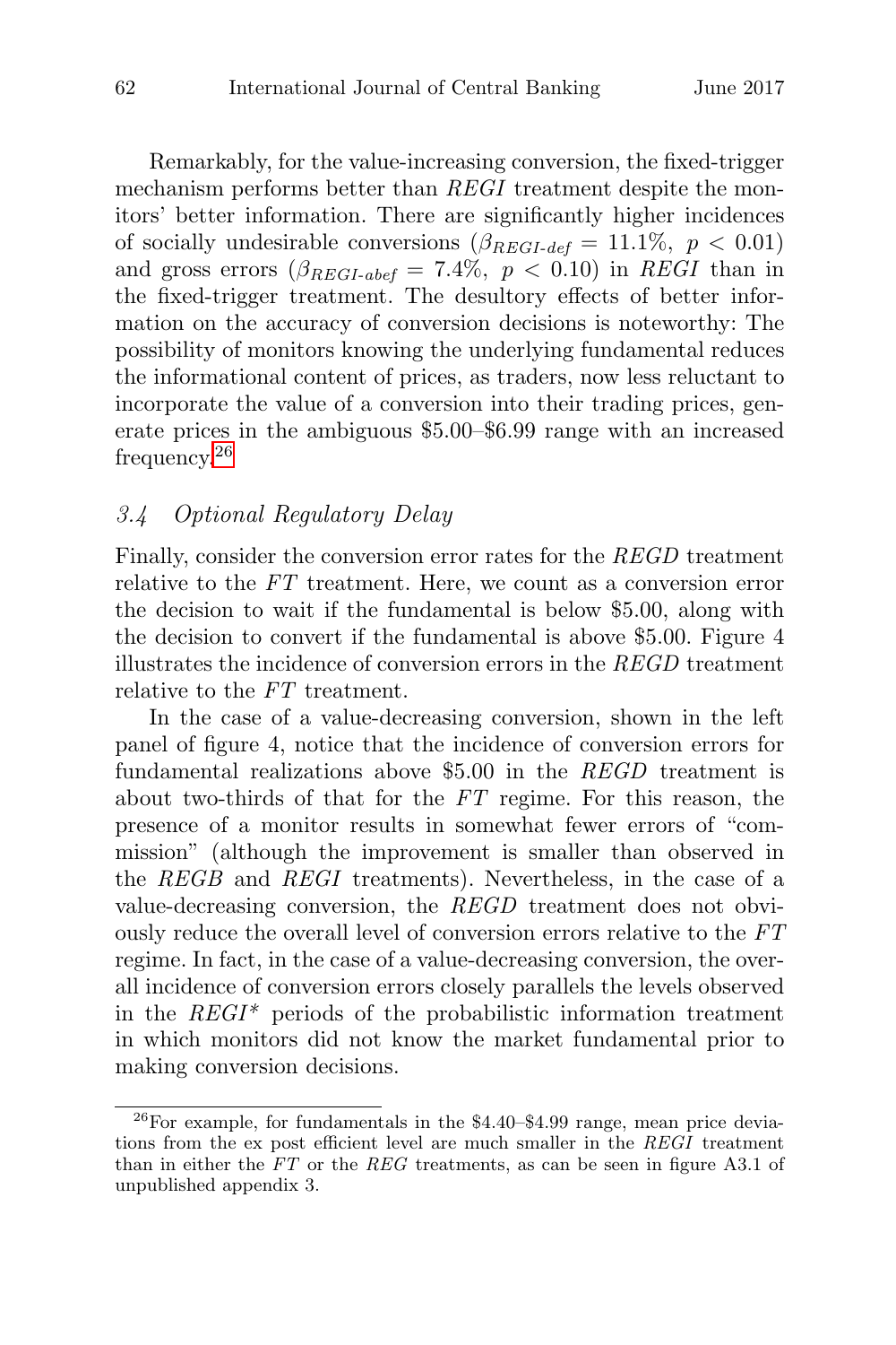Remarkably, for the value-increasing conversion, the fixed-trigger mechanism performs better than *REGI* treatment despite the monitors' better information. There are significantly higher incidences of socially undesirable conversions ($\beta_{REGI\text{-}def} = 11.1\%,\ p < 0.01$) and gross errors ($\beta_{REGI\text{-}abef} = 7.4\%,\ p < 0.10$) in *REGI* than in the fixed-trigger treatment. The desultory effects of better information on the accuracy of conversion decisions is noteworthy: The possibility of monitors knowing the underlying fundamental reduces the informational content of prices, as traders, now less reluctant to incorporate the value of a conversion into their trading prices, generate prices in the ambiguous \$5.00–\$6.99 range with an increased frequency.[26]

### *3.4 Optional Regulatory Delay*

Finally, consider the conversion error rates for the *REGD* treatment relative to the *FT* treatment. Here, we count as a conversion error the decision to wait if the fundamental is below \$5.00, along with the decision to convert if the fundamental is above \$5.00. Figure 4 illustrates the incidence of conversion errors in the *REGD* treatment relative to the *FT* treatment.

In the case of a value-decreasing conversion, shown in the left panel of figure 4, notice that the incidence of conversion errors for fundamental realizations above \$5.00 in the *REGD* treatment is about two-thirds of that for the *FT* regime. For this reason, the presence of a monitor results in somewhat fewer errors of "commission" (although the improvement is smaller than observed in the *REGB* and *REGI* treatments). Nevertheless, in the case of a value-decreasing conversion, the *REGD* treatment does not obviously reduce the overall level of conversion errors relative to the *FT* regime. In fact, in the case of a value-decreasing conversion, the overall incidence of conversion errors closely parallels the levels observed in the *REGI\** periods of the probabilistic information treatment in which monitors did not know the market fundamental prior to making conversion decisions.

[26] For example, for fundamentals in the \$4.40–\$4.99 range, mean price deviations from the ex post efficient level are much smaller in the *REGI* treatment than in either the *FT* or the *REG* treatments, as can be seen in figure A3.1 of unpublished appendix 3.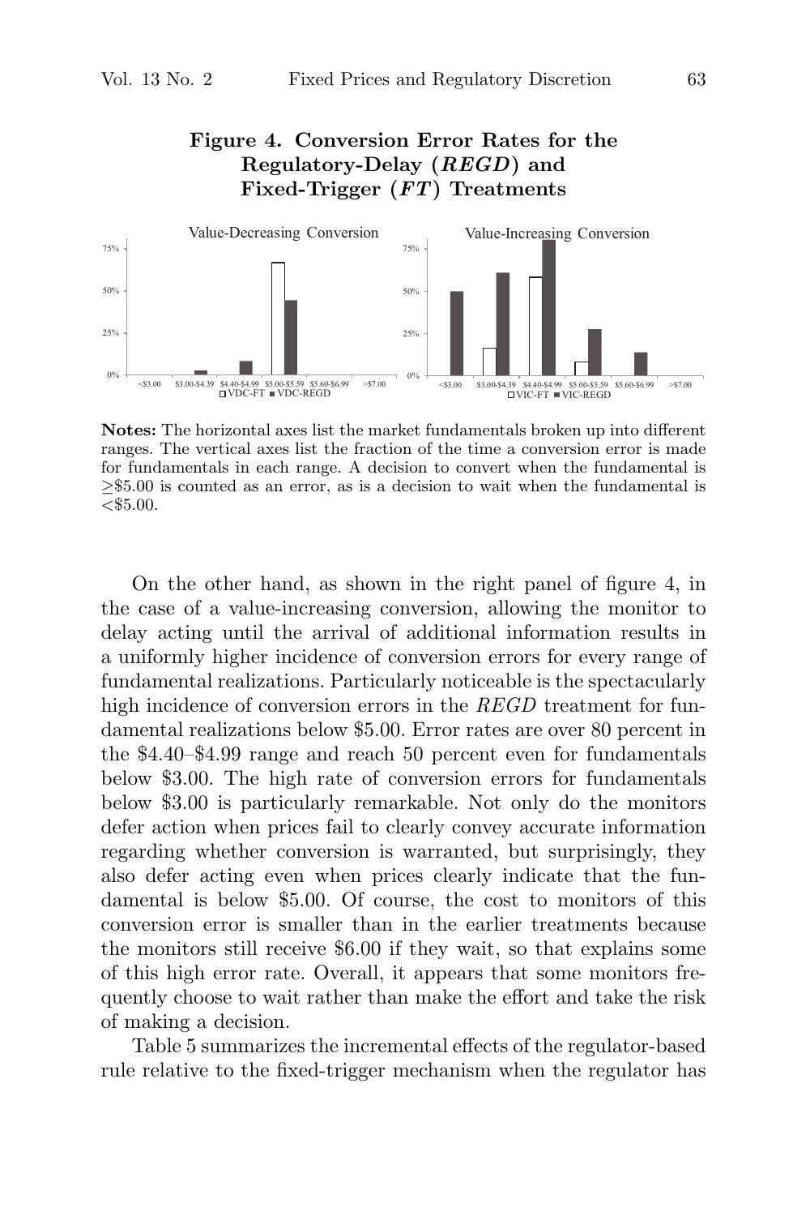**Figure 4. Conversion Error Rates for the Regulatory-Delay (*REGD*) and Fixed-Trigger (*FT*) Treatments**

**Notes:** The horizontal axes list the market fundamentals broken up into different ranges. The vertical axes list the fraction of the time a conversion error is made for fundamentals in each range. A decision to convert when the fundamental is ≥\$5.00 is counted as an error, as is a decision to wait when the fundamental is <\$5.00.

On the other hand, as shown in the right panel of figure 4, in the case of a value-increasing conversion, allowing the monitor to delay acting until the arrival of additional information results in a uniformly higher incidence of conversion errors for every range of fundamental realizations. Particularly noticeable is the spectacularly high incidence of conversion errors in the *REGD* treatment for fundamental realizations below \$5.00. Error rates are over 80 percent in the \$4.40–\$4.99 range and reach 50 percent even for fundamentals below \$3.00. The high rate of conversion errors for fundamentals below \$3.00 is particularly remarkable. Not only do the monitors defer action when prices fail to clearly convey accurate information regarding whether conversion is warranted, but surprisingly, they also defer acting even when prices clearly indicate that the fundamental is below \$5.00. Of course, the cost to monitors of this conversion error is smaller than in the earlier treatments because the monitors still receive \$6.00 if they wait, so that explains some of this high error rate. Overall, it appears that some monitors frequently choose to wait rather than make the effort and take the risk of making a decision.

Table 5 summarizes the incremental effects of the regulator-based rule relative to the fixed-trigger mechanism when the regulator has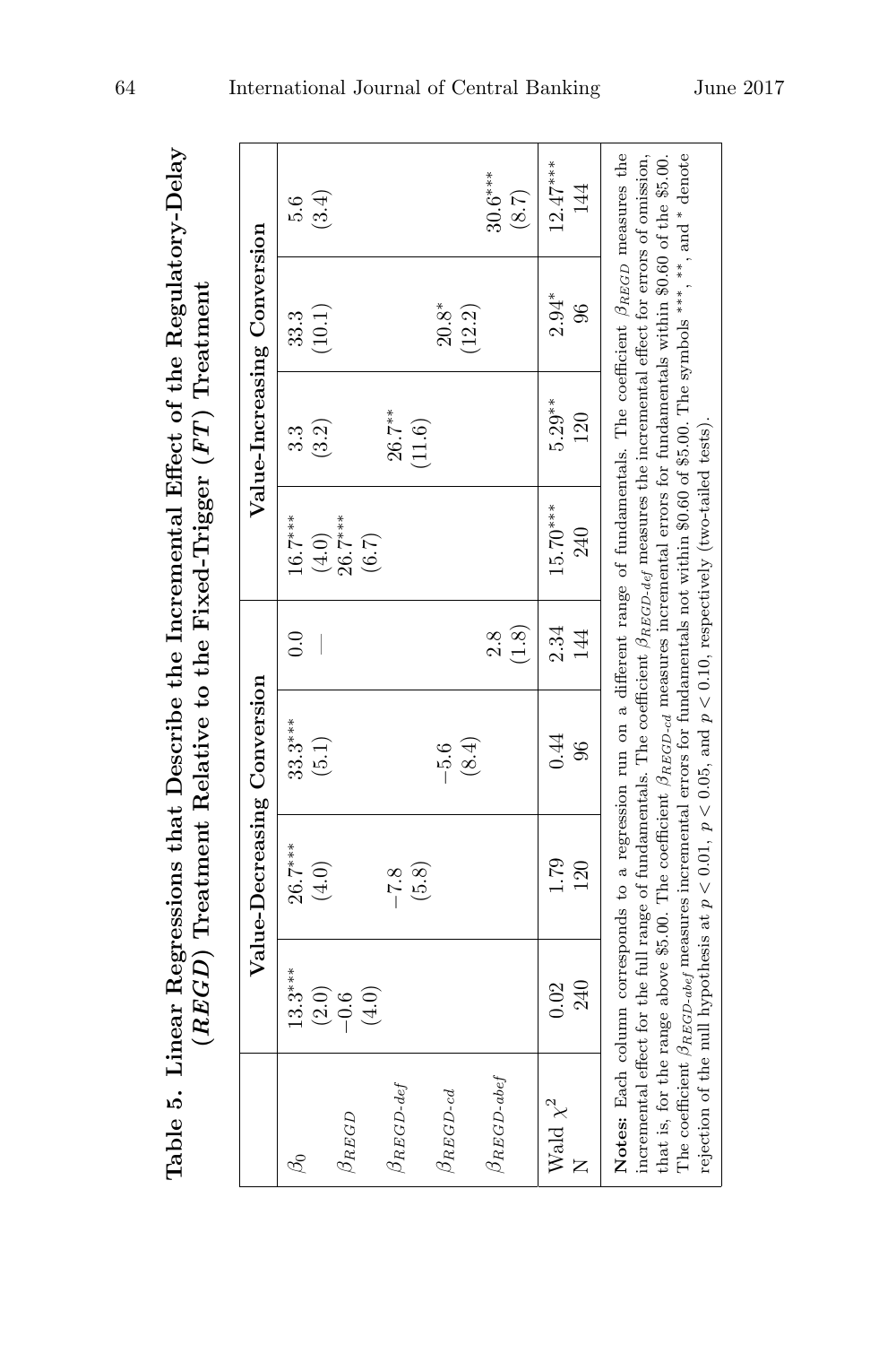**Table 5. Linear Regressions that Describe the Incremental Effect of the Regulatory-Delay (*REGD*) Treatment Relative to the Fixed-Trigger (*FT*) Treatment**

| | Value-Decreasing Conversion | | | Value-Increasing Conversion | | |
|---|---|---|---|---|---|---|
| $\beta_0$ | 13.3*** | 26.7*** | 33.3*** | 0.0 | 16.7*** | 3.3 | 33.3 | 5.6 |
| | (2.0) | (4.0) | (5.1) | — | (4.0) | (3.2) | (10.1) | (3.4) |
| $\beta_{REGD}$ | −0.6 | | | | 26.7*** | | | |
| | (4.0) | | | | (6.7) | | | |
| $\beta_{REGD\text{-}def}$ | | −7.8 | | | | 26.7** | | |
| | | (5.8) | | | | (11.6) | | |
| $\beta_{REGD\text{-}cd}$ | | | −5.6 | | | | 20.8* | |
| | | | (8.4) | | | | (12.2) | |
| $\beta_{REGD\text{-}abef}$ | | | | 2.8 | | | | 30.6*** |
| | | | | (1.8) | | | | (8.7) |
| Wald $\chi^2$ | 0.02 | 1.79 | 0.44 | 2.34 | 15.70*** | 5.29** | 2.94* | 12.47*** |
| N | 240 | 120 | 96 | 144 | 240 | 120 | 96 | 144 |

**Notes:** Each column corresponds to a regression run on a different range of fundamentals. The coefficient $\beta_{REGD}$ measures the incremental effect for the full range of fundamentals. The coefficient $\beta_{REGD\text{-}def}$ measures the incremental effect for errors of omission, that is, for the range above \$5.00. The coefficient $\beta_{REGD\text{-}cd}$ measures incremental errors for fundamentals within \$0.60 of the \$5.00. The coefficient $\beta_{REGD\text{-}abef}$ measures incremental errors for fundamentals not within \$0.60 of \$5.00. The symbols ***, **, and * denote rejection of the null hypothesis at $p < 0.01$, $p < 0.05$, and $p < 0.10$, respectively (two-tailed tests).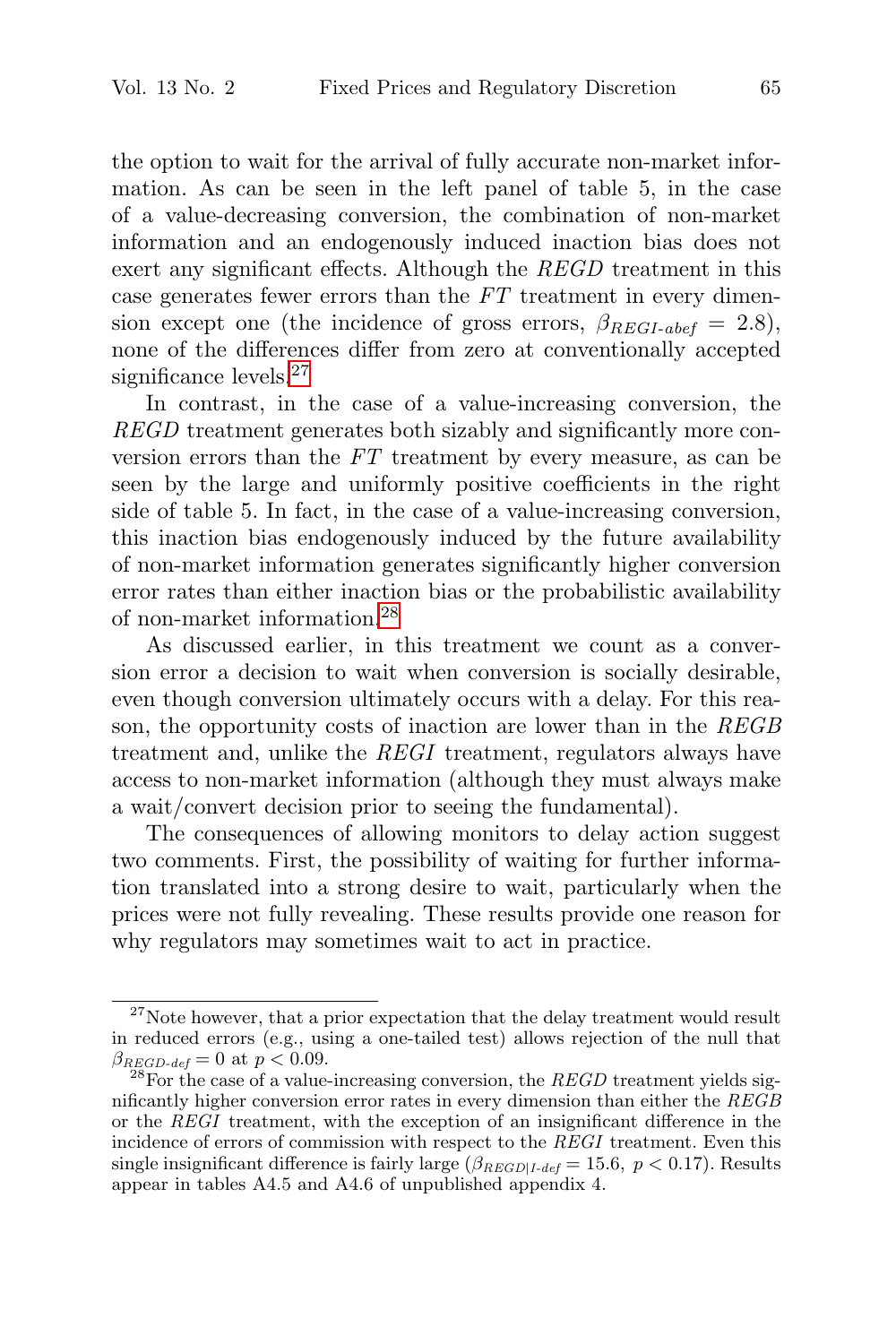the option to wait for the arrival of fully accurate non-market information. As can be seen in the left panel of table 5, in the case of a value-decreasing conversion, the combination of non-market information and an endogenously induced inaction bias does not exert any significant effects. Although the *REGD* treatment in this case generates fewer errors than the *FT* treatment in every dimension except one (the incidence of gross errors, $\beta_{REGI\text{-}abef} = 2.8$), none of the differences differ from zero at conventionally accepted significance levels.[27]

In contrast, in the case of a value-increasing conversion, the *REGD* treatment generates both sizably and significantly more conversion errors than the *FT* treatment by every measure, as can be seen by the large and uniformly positive coefficients in the right side of table 5. In fact, in the case of a value-increasing conversion, this inaction bias endogenously induced by the future availability of non-market information generates significantly higher conversion error rates than either inaction bias or the probabilistic availability of non-market information.[28]

As discussed earlier, in this treatment we count as a conversion error a decision to wait when conversion is socially desirable, even though conversion ultimately occurs with a delay. For this reason, the opportunity costs of inaction are lower than in the *REGB* treatment and, unlike the *REGI* treatment, regulators always have access to non-market information (although they must always make a wait/convert decision prior to seeing the fundamental).

The consequences of allowing monitors to delay action suggest two comments. First, the possibility of waiting for further information translated into a strong desire to wait, particularly when the prices were not fully revealing. These results provide one reason for why regulators may sometimes wait to act in practice.

---

[27] Note however, that a prior expectation that the delay treatment would result in reduced errors (e.g., using a one-tailed test) allows rejection of the null that $\beta_{REGD\text{-}def} = 0$ at $p < 0.09$.

[28] For the case of a value-increasing conversion, the *REGD* treatment yields significantly higher conversion error rates in every dimension than either the *REGB* or the *REGI* treatment, with the exception of an insignificant difference in the incidence of errors of commission with respect to the *REGI* treatment. Even this single insignificant difference is fairly large ($\beta_{REGD|I\text{-}def} = 15.6,\ p < 0.17$). Results appear in tables A4.5 and A4.6 of unpublished appendix 4.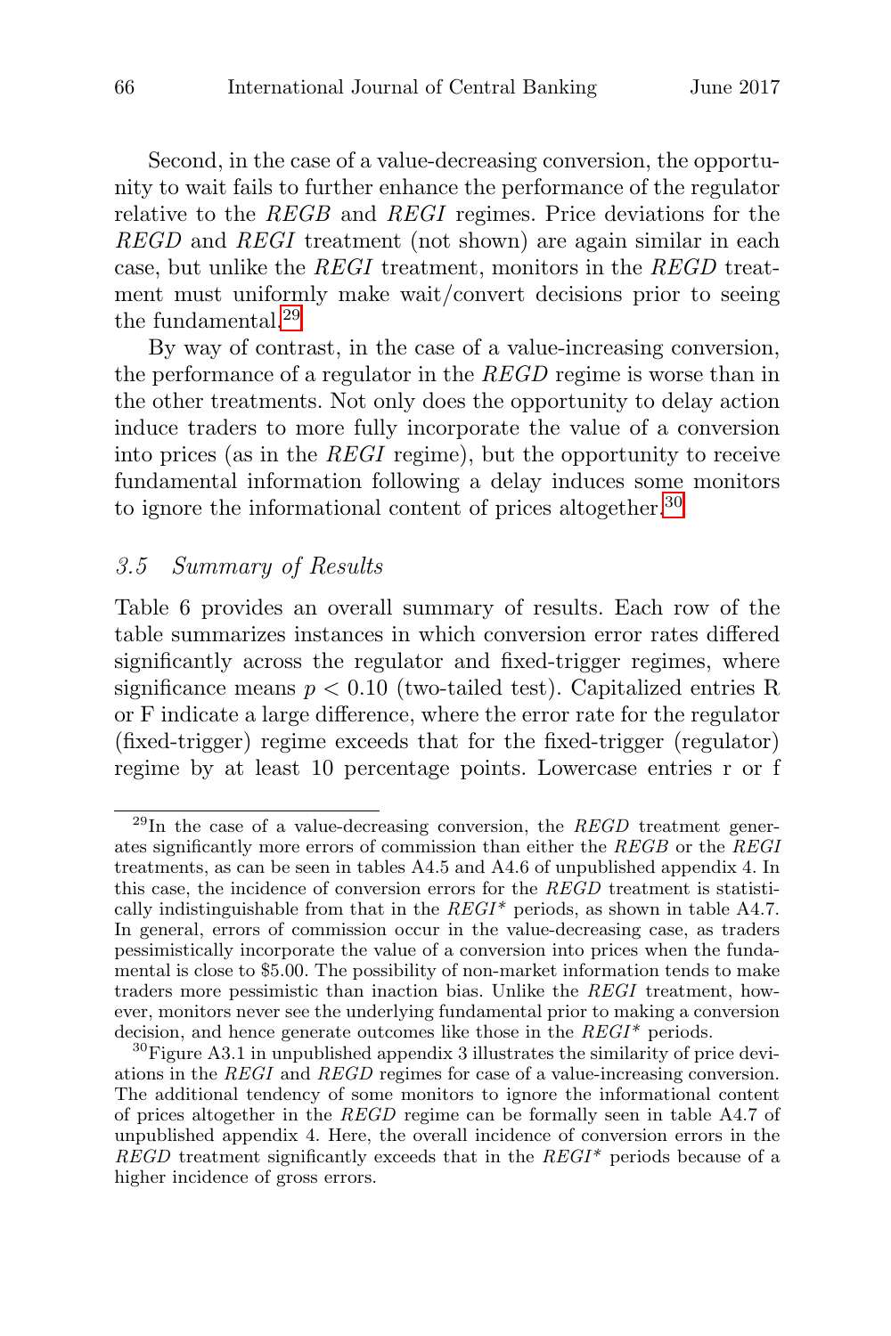Second, in the case of a value-decreasing conversion, the opportunity to wait fails to further enhance the performance of the regulator relative to the *REGB* and *REGI* regimes. Price deviations for the *REGD* and *REGI* treatment (not shown) are again similar in each case, but unlike the *REGI* treatment, monitors in the *REGD* treatment must uniformly make wait/convert decisions prior to seeing the fundamental.[29]

By way of contrast, in the case of a value-increasing conversion, the performance of a regulator in the *REGD* regime is worse than in the other treatments. Not only does the opportunity to delay action induce traders to more fully incorporate the value of a conversion into prices (as in the *REGI* regime), but the opportunity to receive fundamental information following a delay induces some monitors to ignore the informational content of prices altogether.[30]

### *3.5 Summary of Results*

Table 6 provides an overall summary of results. Each row of the table summarizes instances in which conversion error rates differed significantly across the regulator and fixed-trigger regimes, where significance means $p < 0.10$ (two-tailed test). Capitalized entries R or F indicate a large difference, where the error rate for the regulator (fixed-trigger) regime exceeds that for the fixed-trigger (regulator) regime by at least 10 percentage points. Lowercase entries r or f

---

[29]In the case of a value-decreasing conversion, the *REGD* treatment generates significantly more errors of commission than either the *REGB* or the *REGI* treatments, as can be seen in tables A4.5 and A4.6 of unpublished appendix 4. In this case, the incidence of conversion errors for the *REGD* treatment is statistically indistinguishable from that in the *REGI\** periods, as shown in table A4.7. In general, errors of commission occur in the value-decreasing case, as traders pessimistically incorporate the value of a conversion into prices when the fundamental is close to \$5.00. The possibility of non-market information tends to make traders more pessimistic than inaction bias. Unlike the *REGI* treatment, however, monitors never see the underlying fundamental prior to making a conversion decision, and hence generate outcomes like those in the *REGI\** periods.

[30]Figure A3.1 in unpublished appendix 3 illustrates the similarity of price deviations in the *REGI* and *REGD* regimes for case of a value-increasing conversion. The additional tendency of some monitors to ignore the informational content of prices altogether in the *REGD* regime can be formally seen in table A4.7 of unpublished appendix 4. Here, the overall incidence of conversion errors in the *REGD* treatment significantly exceeds that in the *REGI\** periods because of a higher incidence of gross errors.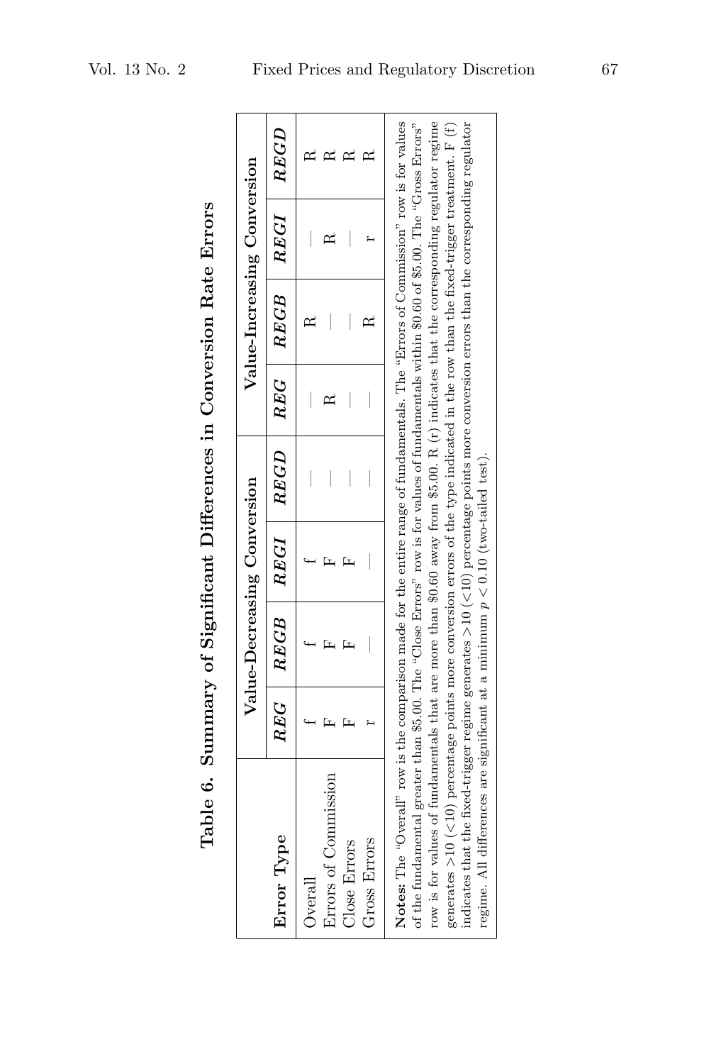## Table 6. Summary of Significant Differences in Conversion Rate Errors

| Error Type | Value-Decreasing Conversion | | | | Value-Increasing Conversion | | | |
|---|---|---|---|---|---|---|---|---|
| | ***REG*** | ***REGB*** | ***REGI*** | ***REGD*** | ***REG*** | ***REGB*** | ***REGI*** | ***REGD*** |
| Overall | f | f | f | — | — | R | — | R |
| Errors of Commission | F | F | F | — | R | — | R | R |
| Close Errors | F | F | F | — | — | — | — | R |
| Gross Errors | r | — | — | — | — | R | r | R |

**Notes:** The "Overall" row is the comparison made for the entire range of fundamentals. The "Errors of Commission" row is for values of the fundamental greater than \$5.00. The "Close Errors" row is for values of fundamentals within \$0.60 of \$5.00. The "Gross Errors" row is for values of fundamentals that are more than \$0.60 away from \$5.00. R (r) indicates that the corresponding regulator regime generates >10 (<10) percentage points more conversion errors of the type indicated in the row than the fixed-trigger treatment. F (f) indicates that the fixed-trigger regime generates >10 (<10) percentage points more conversion errors than the corresponding regulator regime. All differences are significant at a minimum $p < 0.10$ (two-tailed test).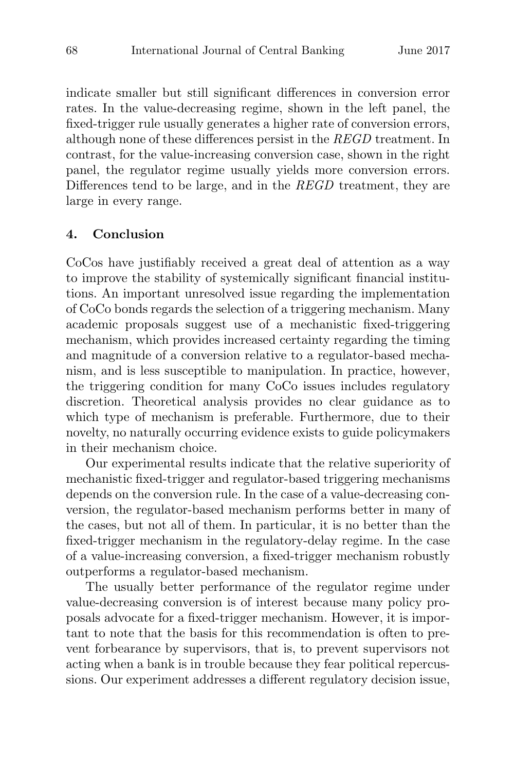indicate smaller but still significant differences in conversion error rates. In the value-decreasing regime, shown in the left panel, the fixed-trigger rule usually generates a higher rate of conversion errors, although none of these differences persist in the *REGD* treatment. In contrast, for the value-increasing conversion case, shown in the right panel, the regulator regime usually yields more conversion errors. Differences tend to be large, and in the *REGD* treatment, they are large in every range.

## 4. Conclusion

CoCos have justifiably received a great deal of attention as a way to improve the stability of systemically significant financial institutions. An important unresolved issue regarding the implementation of CoCo bonds regards the selection of a triggering mechanism. Many academic proposals suggest use of a mechanistic fixed-triggering mechanism, which provides increased certainty regarding the timing and magnitude of a conversion relative to a regulator-based mechanism, and is less susceptible to manipulation. In practice, however, the triggering condition for many CoCo issues includes regulatory discretion. Theoretical analysis provides no clear guidance as to which type of mechanism is preferable. Furthermore, due to their novelty, no naturally occurring evidence exists to guide policymakers in their mechanism choice.

Our experimental results indicate that the relative superiority of mechanistic fixed-trigger and regulator-based triggering mechanisms depends on the conversion rule. In the case of a value-decreasing conversion, the regulator-based mechanism performs better in many of the cases, but not all of them. In particular, it is no better than the fixed-trigger mechanism in the regulatory-delay regime. In the case of a value-increasing conversion, a fixed-trigger mechanism robustly outperforms a regulator-based mechanism.

The usually better performance of the regulator regime under value-decreasing conversion is of interest because many policy proposals advocate for a fixed-trigger mechanism. However, it is important to note that the basis for this recommendation is often to prevent forbearance by supervisors, that is, to prevent supervisors not acting when a bank is in trouble because they fear political repercussions. Our experiment addresses a different regulatory decision issue,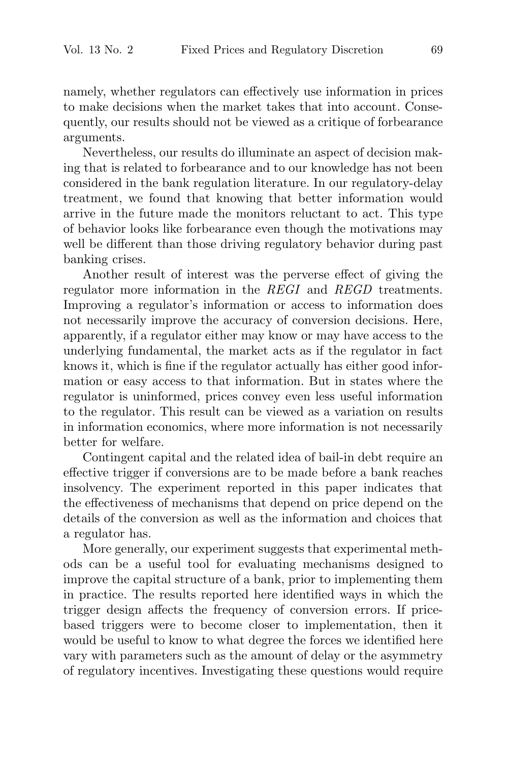namely, whether regulators can effectively use information in prices to make decisions when the market takes that into account. Consequently, our results should not be viewed as a critique of forbearance arguments.

Nevertheless, our results do illuminate an aspect of decision making that is related to forbearance and to our knowledge has not been considered in the bank regulation literature. In our regulatory-delay treatment, we found that knowing that better information would arrive in the future made the monitors reluctant to act. This type of behavior looks like forbearance even though the motivations may well be different than those driving regulatory behavior during past banking crises.

Another result of interest was the perverse effect of giving the regulator more information in the *REGI* and *REGD* treatments. Improving a regulator's information or access to information does not necessarily improve the accuracy of conversion decisions. Here, apparently, if a regulator either may know or may have access to the underlying fundamental, the market acts as if the regulator in fact knows it, which is fine if the regulator actually has either good information or easy access to that information. But in states where the regulator is uninformed, prices convey even less useful information to the regulator. This result can be viewed as a variation on results in information economics, where more information is not necessarily better for welfare.

Contingent capital and the related idea of bail-in debt require an effective trigger if conversions are to be made before a bank reaches insolvency. The experiment reported in this paper indicates that the effectiveness of mechanisms that depend on price depend on the details of the conversion as well as the information and choices that a regulator has.

More generally, our experiment suggests that experimental methods can be a useful tool for evaluating mechanisms designed to improve the capital structure of a bank, prior to implementing them in practice. The results reported here identified ways in which the trigger design affects the frequency of conversion errors. If price-based triggers were to become closer to implementation, then it would be useful to know to what degree the forces we identified here vary with parameters such as the amount of delay or the asymmetry of regulatory incentives. Investigating these questions would require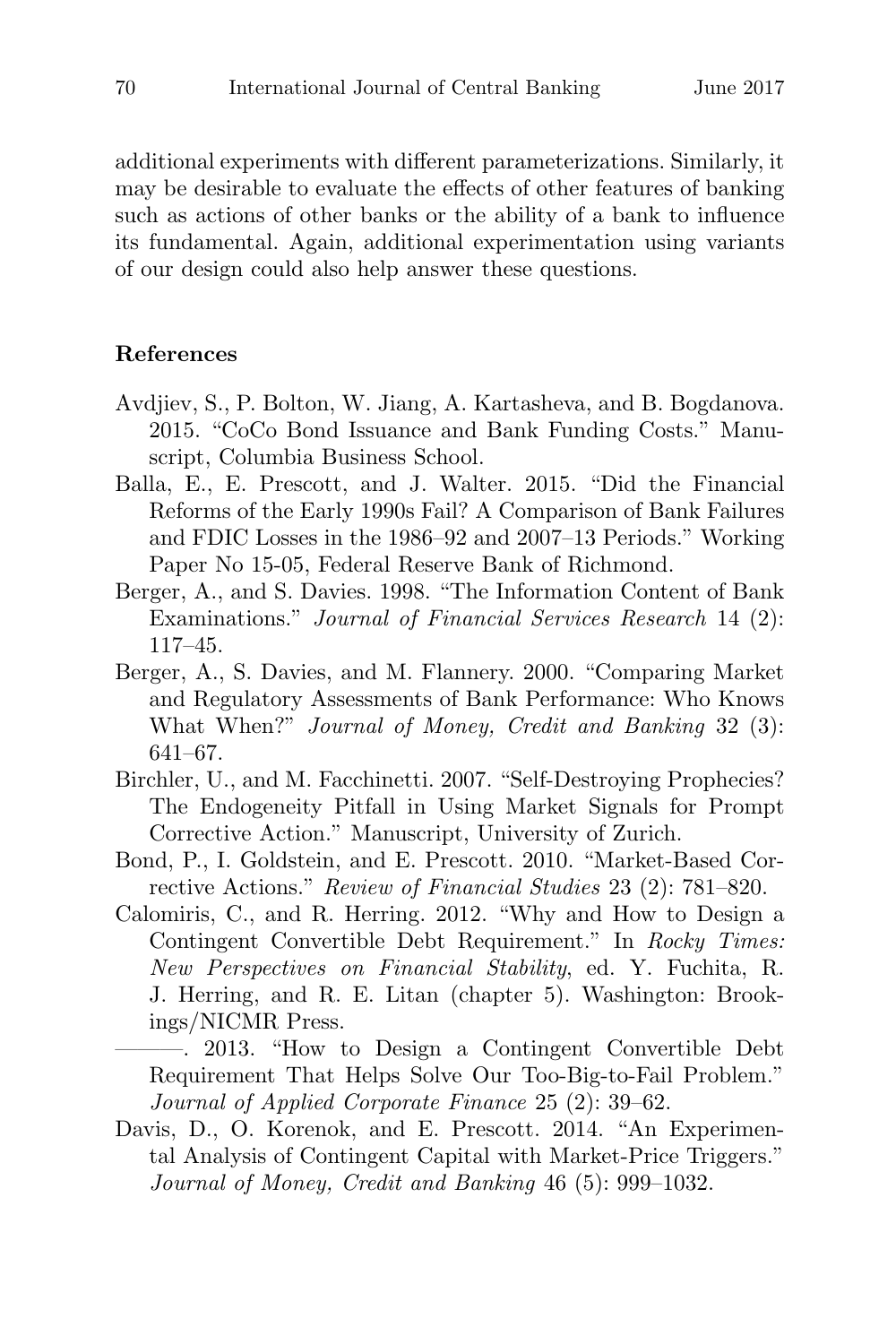additional experiments with different parameterizations. Similarly, it may be desirable to evaluate the effects of other features of banking such as actions of other banks or the ability of a bank to influence its fundamental. Again, additional experimentation using variants of our design could also help answer these questions.

## References

Avdjiev, S., P. Bolton, W. Jiang, A. Kartasheva, and B. Bogdanova. 2015. "CoCo Bond Issuance and Bank Funding Costs." Manuscript, Columbia Business School.

Balla, E., E. Prescott, and J. Walter. 2015. "Did the Financial Reforms of the Early 1990s Fail? A Comparison of Bank Failures and FDIC Losses in the 1986–92 and 2007–13 Periods." Working Paper No 15-05, Federal Reserve Bank of Richmond.

Berger, A., and S. Davies. 1998. "The Information Content of Bank Examinations." *Journal of Financial Services Research* 14 (2): 117–45.

Berger, A., S. Davies, and M. Flannery. 2000. "Comparing Market and Regulatory Assessments of Bank Performance: Who Knows What When?" *Journal of Money, Credit and Banking* 32 (3): 641–67.

Birchler, U., and M. Facchinetti. 2007. "Self-Destroying Prophecies? The Endogeneity Pitfall in Using Market Signals for Prompt Corrective Action." Manuscript, University of Zurich.

Bond, P., I. Goldstein, and E. Prescott. 2010. "Market-Based Corrective Actions." *Review of Financial Studies* 23 (2): 781–820.

Calomiris, C., and R. Herring. 2012. "Why and How to Design a Contingent Convertible Debt Requirement." In *Rocky Times: New Perspectives on Financial Stability*, ed. Y. Fuchita, R. J. Herring, and R. E. Litan (chapter 5). Washington: Brookings/NICMR Press.

———. 2013. "How to Design a Contingent Convertible Debt Requirement That Helps Solve Our Too-Big-to-Fail Problem." *Journal of Applied Corporate Finance* 25 (2): 39–62.

Davis, D., O. Korenok, and E. Prescott. 2014. "An Experimental Analysis of Contingent Capital with Market-Price Triggers." *Journal of Money, Credit and Banking* 46 (5): 999–1032.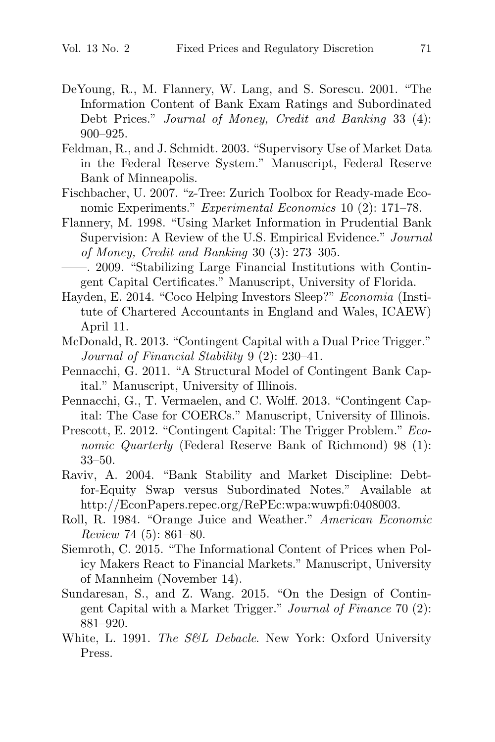DeYoung, R., M. Flannery, W. Lang, and S. Sorescu. 2001. "The Information Content of Bank Exam Ratings and Subordinated Debt Prices." *Journal of Money, Credit and Banking* 33 (4): 900–925.

Feldman, R., and J. Schmidt. 2003. "Supervisory Use of Market Data in the Federal Reserve System." Manuscript, Federal Reserve Bank of Minneapolis.

Fischbacher, U. 2007. "z-Tree: Zurich Toolbox for Ready-made Economic Experiments." *Experimental Economics* 10 (2): 171–78.

Flannery, M. 1998. "Using Market Information in Prudential Bank Supervision: A Review of the U.S. Empirical Evidence." *Journal of Money, Credit and Banking* 30 (3): 273–305.

——. 2009. "Stabilizing Large Financial Institutions with Contingent Capital Certificates." Manuscript, University of Florida.

Hayden, E. 2014. "Coco Helping Investors Sleep?" *Economia* (Institute of Chartered Accountants in England and Wales, ICAEW) April 11.

McDonald, R. 2013. "Contingent Capital with a Dual Price Trigger." *Journal of Financial Stability* 9 (2): 230–41.

Pennacchi, G. 2011. "A Structural Model of Contingent Bank Capital." Manuscript, University of Illinois.

Pennacchi, G., T. Vermaelen, and C. Wolff. 2013. "Contingent Capital: The Case for COERCs." Manuscript, University of Illinois.

Prescott, E. 2012. "Contingent Capital: The Trigger Problem." *Economic Quarterly* (Federal Reserve Bank of Richmond) 98 (1): 33–50.

Raviv, A. 2004. "Bank Stability and Market Discipline: Debt-for-Equity Swap versus Subordinated Notes." Available at http://EconPapers.repec.org/RePEc:wpa:wuwpfi:0408003.

Roll, R. 1984. "Orange Juice and Weather." *American Economic Review* 74 (5): 861–80.

Siemroth, C. 2015. "The Informational Content of Prices when Policy Makers React to Financial Markets." Manuscript, University of Mannheim (November 14).

Sundaresan, S., and Z. Wang. 2015. "On the Design of Contingent Capital with a Market Trigger." *Journal of Finance* 70 (2): 881–920.

White, L. 1991. *The S&L Debacle*. New York: Oxford University Press.